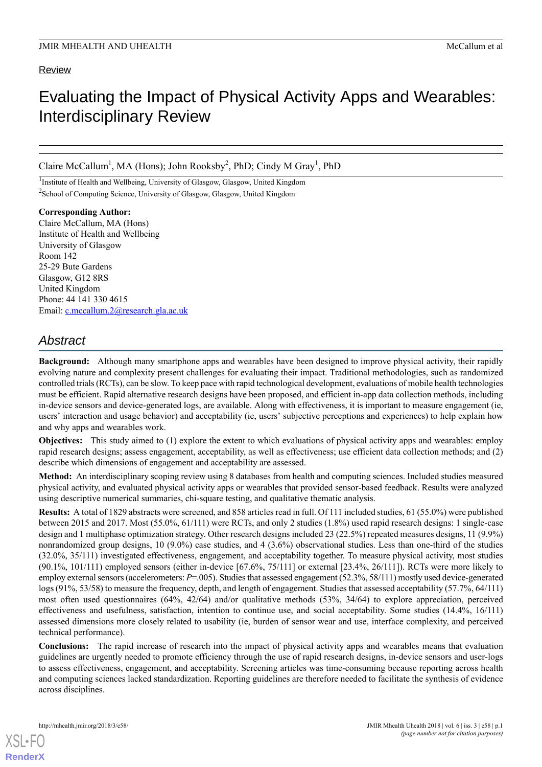Review

# Evaluating the Impact of Physical Activity Apps and Wearables: Interdisciplinary Review

Claire McCallum[1], MA (Hons); John Rooksby[2], PhD; Cindy M Gray[1], PhD

[1]Institute of Health and Wellbeing, University of Glasgow, Glasgow, United Kingdom

[2]School of Computing Science, University of Glasgow, Glasgow, United Kingdom

**Corresponding Author:**
Claire McCallum, MA (Hons)
Institute of Health and Wellbeing
University of Glasgow
Room 142
25-29 Bute Gardens
Glasgow, G12 8RS
United Kingdom
Phone: 44 141 330 4615
Email: c.mccallum.2@research.gla.ac.uk

## Abstract

**Background:** Although many smartphone apps and wearables have been designed to improve physical activity, their rapidly evolving nature and complexity present challenges for evaluating their impact. Traditional methodologies, such as randomized controlled trials (RCTs), can be slow. To keep pace with rapid technological development, evaluations of mobile health technologies must be efficient. Rapid alternative research designs have been proposed, and efficient in-app data collection methods, including in-device sensors and device-generated logs, are available. Along with effectiveness, it is important to measure engagement (ie, users' interaction and usage behavior) and acceptability (ie, users' subjective perceptions and experiences) to help explain how and why apps and wearables work.

**Objectives:** This study aimed to (1) explore the extent to which evaluations of physical activity apps and wearables: employ rapid research designs; assess engagement, acceptability, as well as effectiveness; use efficient data collection methods; and (2) describe which dimensions of engagement and acceptability are assessed.

**Method:** An interdisciplinary scoping review using 8 databases from health and computing sciences. Included studies measured physical activity, and evaluated physical activity apps or wearables that provided sensor-based feedback. Results were analyzed using descriptive numerical summaries, chi-square testing, and qualitative thematic analysis.

**Results:** A total of 1829 abstracts were screened, and 858 articles read in full. Of 111 included studies, 61 (55.0%) were published between 2015 and 2017. Most (55.0%, 61/111) were RCTs, and only 2 studies (1.8%) used rapid research designs: 1 single-case design and 1 multiphase optimization strategy. Other research designs included 23 (22.5%) repeated measures designs, 11 (9.9%) nonrandomized group designs, 10 (9.0%) case studies, and 4 (3.6%) observational studies. Less than one-third of the studies (32.0%, 35/111) investigated effectiveness, engagement, and acceptability together. To measure physical activity, most studies (90.1%, 101/111) employed sensors (either in-device [67.6%, 75/111] or external [23.4%, 26/111]). RCTs were more likely to employ external sensors (accelerometers: $P$=.005). Studies that assessed engagement (52.3%, 58/111) mostly used device-generated logs (91%, 53/58) to measure the frequency, depth, and length of engagement. Studies that assessed acceptability (57.7%, 64/111) most often used questionnaires (64%, 42/64) and/or qualitative methods (53%, 34/64) to explore appreciation, perceived effectiveness and usefulness, satisfaction, intention to continue use, and social acceptability. Some studies (14.4%, 16/111) assessed dimensions more closely related to usability (ie, burden of sensor wear and use, interface complexity, and perceived technical performance).

**Conclusions:** The rapid increase of research into the impact of physical activity apps and wearables means that evaluation guidelines are urgently needed to promote efficiency through the use of rapid research designs, in-device sensors and user-logs to assess effectiveness, engagement, and acceptability. Screening articles was time-consuming because reporting across health and computing sciences lacked standardization. Reporting guidelines are therefore needed to facilitate the synthesis of evidence across disciplines.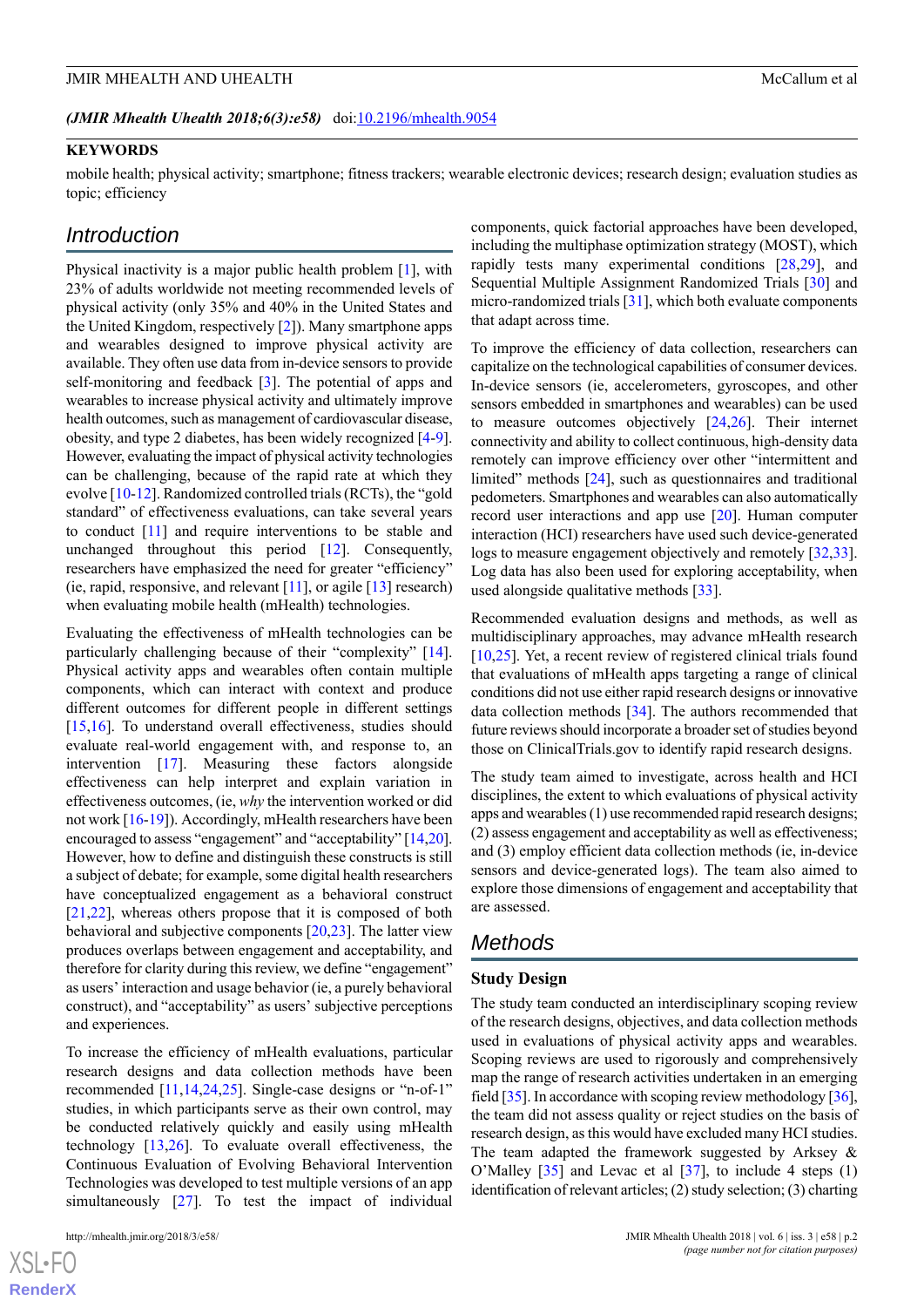(*JMIR Mhealth Uhealth 2018;6(3):e58*) doi:10.2196/mhealth.9054

## KEYWORDS

mobile health; physical activity; smartphone; fitness trackers; wearable electronic devices; research design; evaluation studies as topic; efficiency

## Introduction

Physical inactivity is a major public health problem [1], with 23% of adults worldwide not meeting recommended levels of physical activity (only 35% and 40% in the United States and the United Kingdom, respectively [2]). Many smartphone apps and wearables designed to improve physical activity are available. They often use data from in-device sensors to provide self-monitoring and feedback [3]. The potential of apps and wearables to increase physical activity and ultimately improve health outcomes, such as management of cardiovascular disease, obesity, and type 2 diabetes, has been widely recognized [4-9]. However, evaluating the impact of physical activity technologies can be challenging, because of the rapid rate at which they evolve [10-12]. Randomized controlled trials (RCTs), the "gold standard" of effectiveness evaluations, can take several years to conduct [11] and require interventions to be stable and unchanged throughout this period [12]. Consequently, researchers have emphasized the need for greater "efficiency" (ie, rapid, responsive, and relevant [11], or agile [13] research) when evaluating mobile health (mHealth) technologies.

Evaluating the effectiveness of mHealth technologies can be particularly challenging because of their "complexity" [14]. Physical activity apps and wearables often contain multiple components, which can interact with context and produce different outcomes for different people in different settings [15,16]. To understand overall effectiveness, studies should evaluate real-world engagement with, and response to, an intervention [17]. Measuring these factors alongside effectiveness can help interpret and explain variation in effectiveness outcomes, (ie, *why* the intervention worked or did not work [16-19]). Accordingly, mHealth researchers have been encouraged to assess "engagement" and "acceptability" [14,20]. However, how to define and distinguish these constructs is still a subject of debate; for example, some digital health researchers have conceptualized engagement as a behavioral construct [21,22], whereas others propose that it is composed of both behavioral and subjective components [20,23]. The latter view produces overlaps between engagement and acceptability, and therefore for clarity during this review, we define "engagement" as users' interaction and usage behavior (ie, a purely behavioral construct), and "acceptability" as users' subjective perceptions and experiences.

To increase the efficiency of mHealth evaluations, particular research designs and data collection methods have been recommended [11,14,24,25]. Single-case designs or "n-of-1" studies, in which participants serve as their own control, may be conducted relatively quickly and easily using mHealth technology [13,26]. To evaluate overall effectiveness, the Continuous Evaluation of Evolving Behavioral Intervention Technologies was developed to test multiple versions of an app simultaneously [27]. To test the impact of individual components, quick factorial approaches have been developed, including the multiphase optimization strategy (MOST), which rapidly tests many experimental conditions [28,29], and Sequential Multiple Assignment Randomized Trials [30] and micro-randomized trials [31], which both evaluate components that adapt across time.

To improve the efficiency of data collection, researchers can capitalize on the technological capabilities of consumer devices. In-device sensors (ie, accelerometers, gyroscopes, and other sensors embedded in smartphones and wearables) can be used to measure outcomes objectively [24,26]. Their internet connectivity and ability to collect continuous, high-density data remotely can improve efficiency over other "intermittent and limited" methods [24], such as questionnaires and traditional pedometers. Smartphones and wearables can also automatically record user interactions and app use [20]. Human computer interaction (HCI) researchers have used such device-generated logs to measure engagement objectively and remotely [32,33]. Log data has also been used for exploring acceptability, when used alongside qualitative methods [33].

Recommended evaluation designs and methods, as well as multidisciplinary approaches, may advance mHealth research [10,25]. Yet, a recent review of registered clinical trials found that evaluations of mHealth apps targeting a range of clinical conditions did not use either rapid research designs or innovative data collection methods [34]. The authors recommended that future reviews should incorporate a broader set of studies beyond those on ClinicalTrials.gov to identify rapid research designs.

The study team aimed to investigate, across health and HCI disciplines, the extent to which evaluations of physical activity apps and wearables (1) use recommended rapid research designs; (2) assess engagement and acceptability as well as effectiveness; and (3) employ efficient data collection methods (ie, in-device sensors and device-generated logs). The team also aimed to explore those dimensions of engagement and acceptability that are assessed.

## Methods

### Study Design

The study team conducted an interdisciplinary scoping review of the research designs, objectives, and data collection methods used in evaluations of physical activity apps and wearables. Scoping reviews are used to rigorously and comprehensively map the range of research activities undertaken in an emerging field [35]. In accordance with scoping review methodology [36], the team did not assess quality or reject studies on the basis of research design, as this would have excluded many HCI studies. The team adapted the framework suggested by Arksey & O'Malley [35] and Levac et al [37], to include 4 steps (1) identification of relevant articles; (2) study selection; (3) charting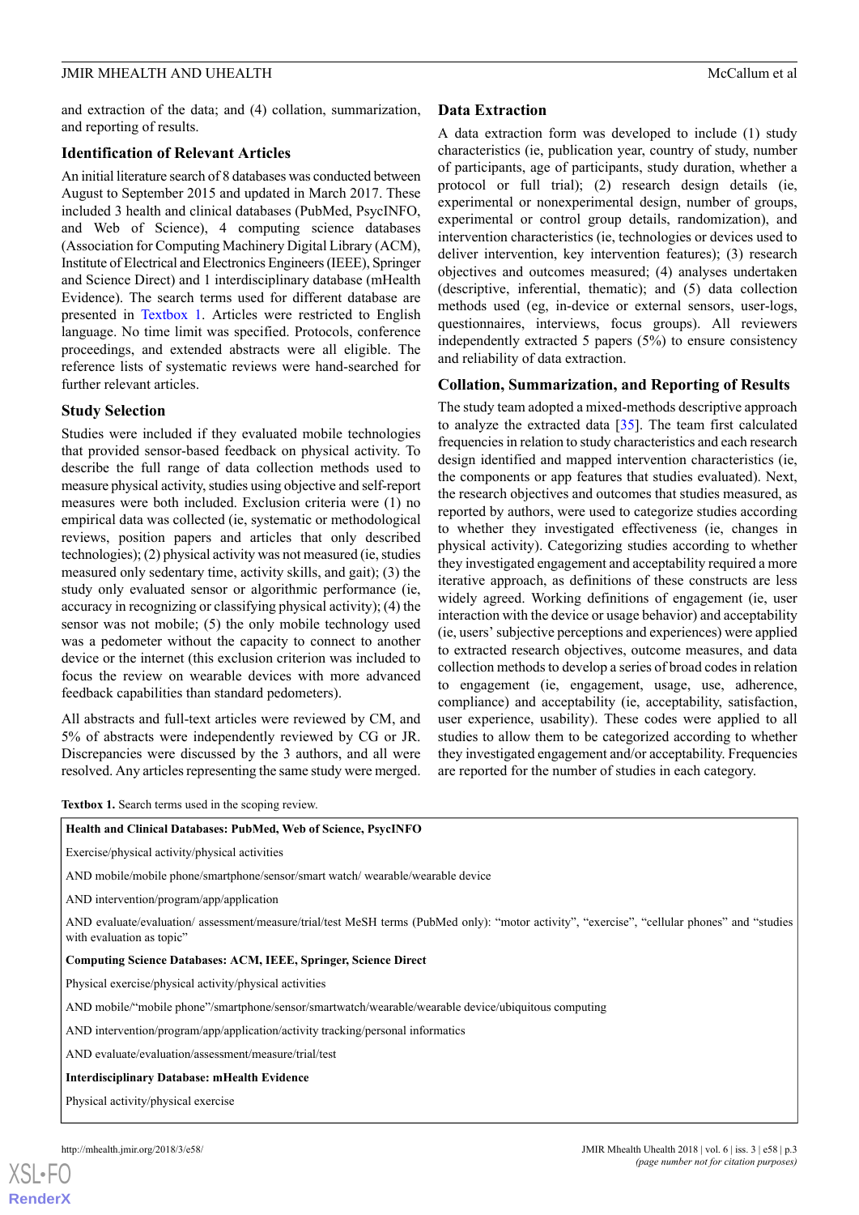and extraction of the data; and (4) collation, summarization, and reporting of results.

### Identification of Relevant Articles

An initial literature search of 8 databases was conducted between August to September 2015 and updated in March 2017. These included 3 health and clinical databases (PubMed, PsycINFO, and Web of Science), 4 computing science databases (Association for Computing Machinery Digital Library (ACM), Institute of Electrical and Electronics Engineers (IEEE), Springer and Science Direct) and 1 interdisciplinary database (mHealth Evidence). The search terms used for different database are presented in Textbox 1. Articles were restricted to English language. No time limit was specified. Protocols, conference proceedings, and extended abstracts were all eligible. The reference lists of systematic reviews were hand-searched for further relevant articles.

### Study Selection

Studies were included if they evaluated mobile technologies that provided sensor-based feedback on physical activity. To describe the full range of data collection methods used to measure physical activity, studies using objective and self-report measures were both included. Exclusion criteria were (1) no empirical data was collected (ie, systematic or methodological reviews, position papers and articles that only described technologies); (2) physical activity was not measured (ie, studies measured only sedentary time, activity skills, and gait); (3) the study only evaluated sensor or algorithmic performance (ie, accuracy in recognizing or classifying physical activity); (4) the sensor was not mobile; (5) the only mobile technology used was a pedometer without the capacity to connect to another device or the internet (this exclusion criterion was included to focus the review on wearable devices with more advanced feedback capabilities than standard pedometers).

All abstracts and full-text articles were reviewed by CM, and 5% of abstracts were independently reviewed by CG or JR. Discrepancies were discussed by the 3 authors, and all were resolved. Any articles representing the same study were merged.

### Data Extraction

A data extraction form was developed to include (1) study characteristics (ie, publication year, country of study, number of participants, age of participants, study duration, whether a protocol or full trial); (2) research design details (ie, experimental or nonexperimental design, number of groups, experimental or control group details, randomization), and intervention characteristics (ie, technologies or devices used to deliver intervention, key intervention features); (3) research objectives and outcomes measured; (4) analyses undertaken (descriptive, inferential, thematic); and (5) data collection methods used (eg, in-device or external sensors, user-logs, questionnaires, interviews, focus groups). All reviewers independently extracted 5 papers (5%) to ensure consistency and reliability of data extraction.

### Collation, Summarization, and Reporting of Results

The study team adopted a mixed-methods descriptive approach to analyze the extracted data [35]. The team first calculated frequencies in relation to study characteristics and each research design identified and mapped intervention characteristics (ie, the components or app features that studies evaluated). Next, the research objectives and outcomes that studies measured, as reported by authors, were used to categorize studies according to whether they investigated effectiveness (ie, changes in physical activity). Categorizing studies according to whether they investigated engagement and acceptability required a more iterative approach, as definitions of these constructs are less widely agreed. Working definitions of engagement (ie, user interaction with the device or usage behavior) and acceptability (ie, users' subjective perceptions and experiences) were applied to extracted research objectives, outcome measures, and data collection methods to develop a series of broad codes in relation to engagement (ie, engagement, usage, use, adherence, compliance) and acceptability (ie, acceptability, satisfaction, user experience, usability). These codes were applied to all studies to allow them to be categorized according to whether they investigated engagement and/or acceptability. Frequencies are reported for the number of studies in each category.

**Textbox 1.** Search terms used in the scoping review.

**Health and Clinical Databases: PubMed, Web of Science, PsycINFO**

Exercise/physical activity/physical activities

AND mobile/mobile phone/smartphone/sensor/smart watch/ wearable/wearable device

AND intervention/program/app/application

AND evaluate/evaluation/ assessment/measure/trial/test MeSH terms (PubMed only): "motor activity", "exercise", "cellular phones" and "studies with evaluation as topic"

**Computing Science Databases: ACM, IEEE, Springer, Science Direct**

Physical exercise/physical activity/physical activities

AND mobile/"mobile phone"/smartphone/sensor/smartwatch/wearable/wearable device/ubiquitous computing

AND intervention/program/app/application/activity tracking/personal informatics

AND evaluate/evaluation/assessment/measure/trial/test

**Interdisciplinary Database: mHealth Evidence**

Physical activity/physical exercise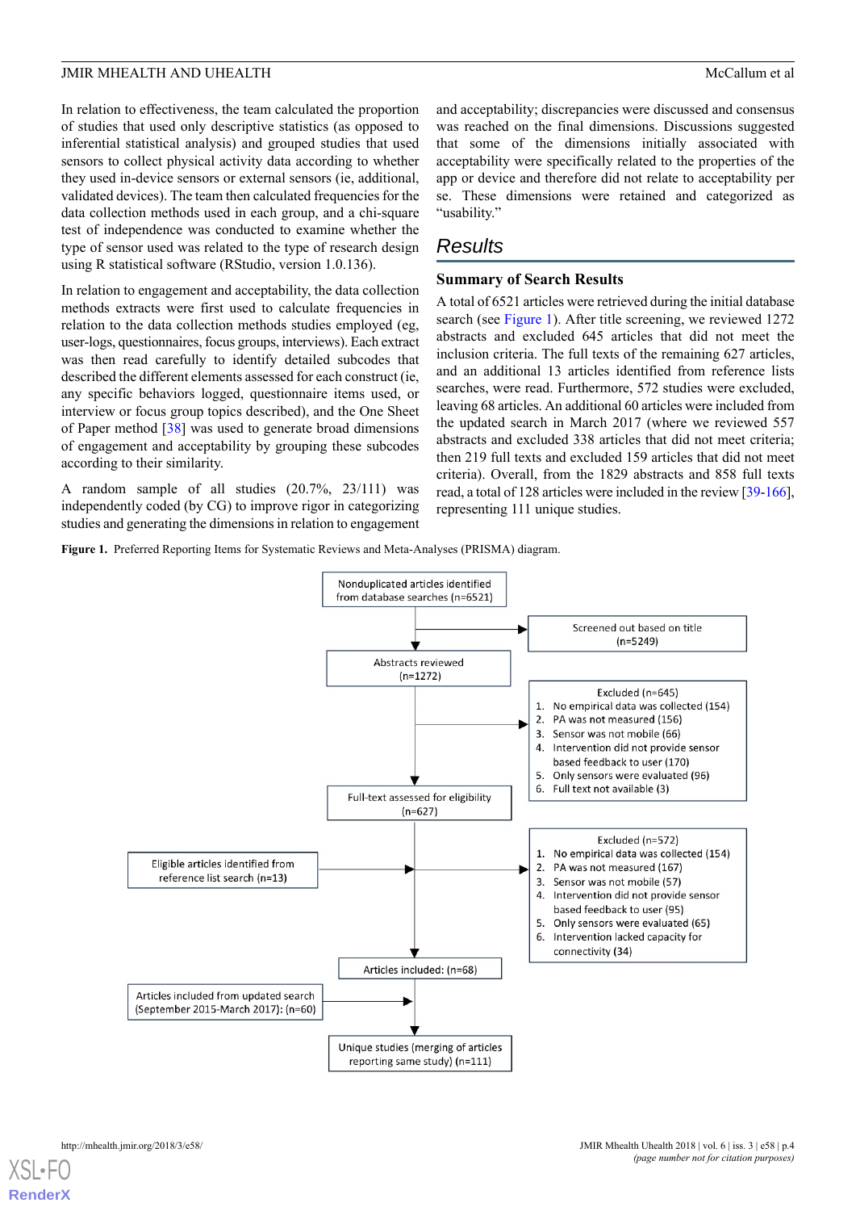In relation to effectiveness, the team calculated the proportion of studies that used only descriptive statistics (as opposed to inferential statistical analysis) and grouped studies that used sensors to collect physical activity data according to whether they used in-device sensors or external sensors (ie, additional, validated devices). The team then calculated frequencies for the data collection methods used in each group, and a chi-square test of independence was conducted to examine whether the type of sensor used was related to the type of research design using R statistical software (RStudio, version 1.0.136).

In relation to engagement and acceptability, the data collection methods extracts were first used to calculate frequencies in relation to the data collection methods studies employed (eg, user-logs, questionnaires, focus groups, interviews). Each extract was then read carefully to identify detailed subcodes that described the different elements assessed for each construct (ie, any specific behaviors logged, questionnaire items used, or interview or focus group topics described), and the One Sheet of Paper method [38] was used to generate broad dimensions of engagement and acceptability by grouping these subcodes according to their similarity.

A random sample of all studies (20.7%, 23/111) was independently coded (by CG) to improve rigor in categorizing studies and generating the dimensions in relation to engagement and acceptability; discrepancies were discussed and consensus was reached on the final dimensions. Discussions suggested that some of the dimensions initially associated with acceptability were specifically related to the properties of the app or device and therefore did not relate to acceptability per se. These dimensions were retained and categorized as "usability."

# Results

## Summary of Search Results

A total of 6521 articles were retrieved during the initial database search (see Figure 1). After title screening, we reviewed 1272 abstracts and excluded 645 articles that did not meet the inclusion criteria. The full texts of the remaining 627 articles, and an additional 13 articles identified from reference lists searches, were read. Furthermore, 572 studies were excluded, leaving 68 articles. An additional 60 articles were included from the updated search in March 2017 (where we reviewed 557 abstracts and excluded 338 articles that did not meet criteria; then 219 full texts and excluded 159 articles that did not meet criteria). Overall, from the 1829 abstracts and 858 full texts read, a total of 128 articles were included in the review [39-166], representing 111 unique studies.

**Figure 1.** Preferred Reporting Items for Systematic Reviews and Meta-Analyses (PRISMA) diagram.

Nonduplicated articles identified from database searches (n=6521)

Screened out based on title (n=5249)

Abstracts reviewed (n=1272)

Excluded (n=645)
1. No empirical data was collected (154)
2. PA was not measured (156)
3. Sensor was not mobile (66)
4. Intervention did not provide sensor based feedback to user (170)
5. Only sensors were evaluated (96)
6. Full text not available (3)

Full-text assessed for eligibility (n=627)

Eligible articles identified from reference list search (n=13)

Excluded (n=572)
1. No empirical data was collected (154)
2. PA was not measured (167)
3. Sensor was not mobile (57)
4. Intervention did not provide sensor based feedback to user (95)
5. Only sensors were evaluated (65)
6. Intervention lacked capacity for connectivity (34)

Articles included: (n=68)

Articles included from updated search (September 2015-March 2017): (n=60)

Unique studies (merging of articles reporting same study) (n=111)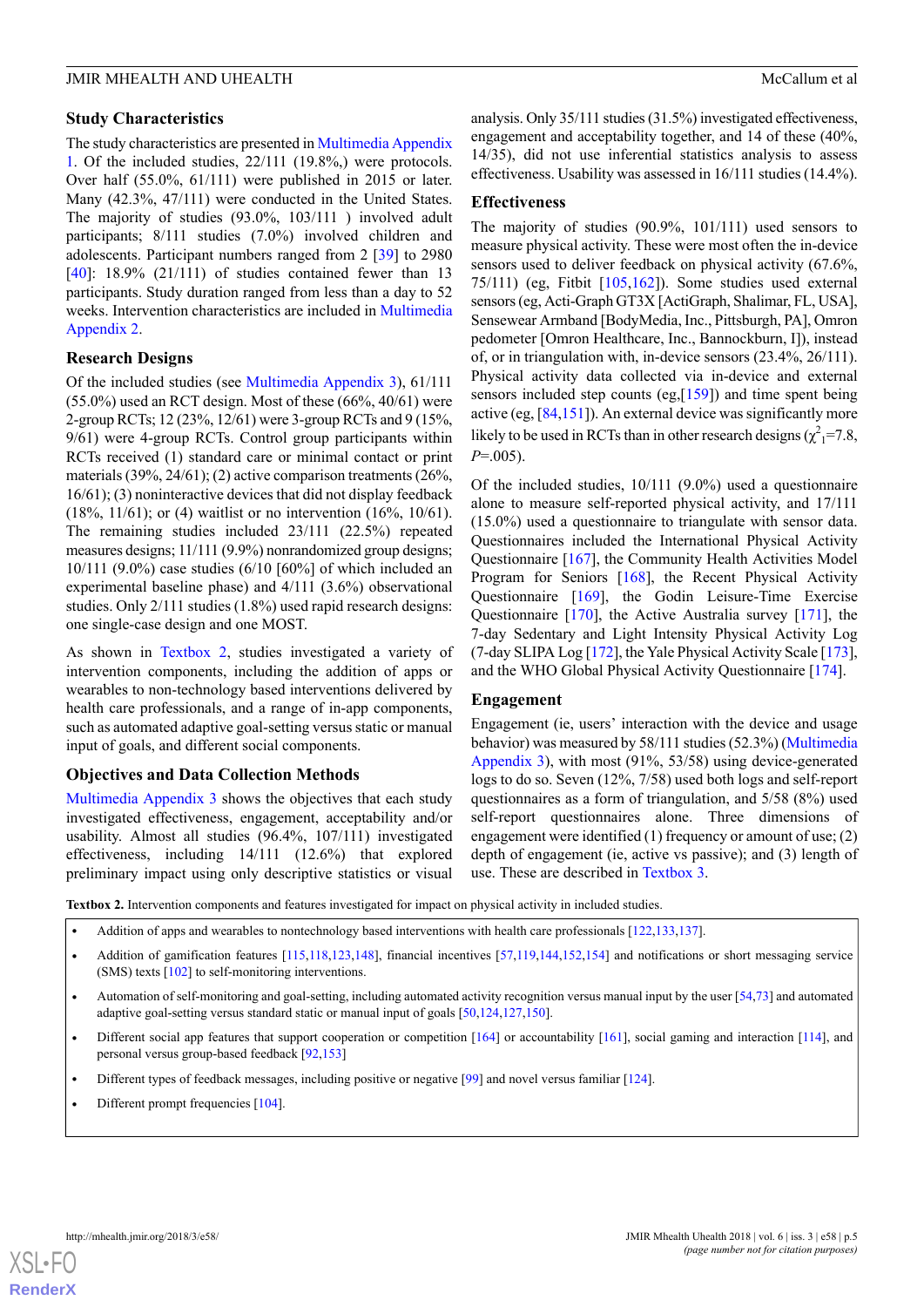### Study Characteristics

The study characteristics are presented in Multimedia Appendix 1. Of the included studies, 22/111 (19.8%,) were protocols. Over half (55.0%, 61/111) were published in 2015 or later. Many (42.3%, 47/111) were conducted in the United States. The majority of studies (93.0%, 103/111 ) involved adult participants; 8/111 studies (7.0%) involved children and adolescents. Participant numbers ranged from 2 [39] to 2980 [40]: 18.9% (21/111) of studies contained fewer than 13 participants. Study duration ranged from less than a day to 52 weeks. Intervention characteristics are included in Multimedia Appendix 2.

### Research Designs

Of the included studies (see Multimedia Appendix 3), 61/111 (55.0%) used an RCT design. Most of these (66%, 40/61) were 2-group RCTs; 12 (23%, 12/61) were 3-group RCTs and 9 (15%, 9/61) were 4-group RCTs. Control group participants within RCTs received (1) standard care or minimal contact or print materials (39%, 24/61); (2) active comparison treatments (26%, 16/61); (3) noninteractive devices that did not display feedback (18%, 11/61); or (4) waitlist or no intervention (16%, 10/61). The remaining studies included 23/111 (22.5%) repeated measures designs; 11/111 (9.9%) nonrandomized group designs; 10/111 (9.0%) case studies (6/10 [60%] of which included an experimental baseline phase) and 4/111 (3.6%) observational studies. Only 2/111 studies (1.8%) used rapid research designs: one single-case design and one MOST.

As shown in Textbox 2, studies investigated a variety of intervention components, including the addition of apps or wearables to non-technology based interventions delivered by health care professionals, and a range of in-app components, such as automated adaptive goal-setting versus static or manual input of goals, and different social components.

### Objectives and Data Collection Methods

Multimedia Appendix 3 shows the objectives that each study investigated effectiveness, engagement, acceptability and/or usability. Almost all studies (96.4%, 107/111) investigated effectiveness, including 14/111 (12.6%) that explored preliminary impact using only descriptive statistics or visual analysis. Only 35/111 studies (31.5%) investigated effectiveness, engagement and acceptability together, and 14 of these (40%, 14/35), did not use inferential statistics analysis to assess effectiveness. Usability was assessed in 16/111 studies (14.4%).

### Effectiveness

The majority of studies (90.9%, 101/111) used sensors to measure physical activity. These were most often the in-device sensors used to deliver feedback on physical activity (67.6%, 75/111) (eg, Fitbit [105,162]). Some studies used external sensors (eg, Acti-Graph GT3X [ActiGraph, Shalimar, FL, USA], Sensewear Armband [BodyMedia, Inc., Pittsburgh, PA], Omron pedometer [Omron Healthcare, Inc., Bannockburn, I]), instead of, or in triangulation with, in-device sensors (23.4%, 26/111). Physical activity data collected via in-device and external sensors included step counts (eg,[159]) and time spent being active (eg, [84,151]). An external device was significantly more likely to be used in RCTs than in other research designs ($\chi^2_1$=7.8, $P$=.005).

Of the included studies, 10/111 (9.0%) used a questionnaire alone to measure self-reported physical activity, and 17/111 (15.0%) used a questionnaire to triangulate with sensor data. Questionnaires included the International Physical Activity Questionnaire [167], the Community Health Activities Model Program for Seniors [168], the Recent Physical Activity Questionnaire [169], the Godin Leisure-Time Exercise Questionnaire [170], the Active Australia survey [171], the 7-day Sedentary and Light Intensity Physical Activity Log (7-day SLIPA Log [172], the Yale Physical Activity Scale [173], and the WHO Global Physical Activity Questionnaire [174].

### Engagement

Engagement (ie, users' interaction with the device and usage behavior) was measured by 58/111 studies (52.3%) (Multimedia Appendix 3), with most (91%, 53/58) using device-generated logs to do so. Seven (12%, 7/58) used both logs and self-report questionnaires as a form of triangulation, and 5/58 (8%) used self-report questionnaires alone. Three dimensions of engagement were identified (1) frequency or amount of use; (2) depth of engagement (ie, active vs passive); and (3) length of use. These are described in Textbox 3.

**Textbox 2.** Intervention components and features investigated for impact on physical activity in included studies.

- Addition of apps and wearables to nontechnology based interventions with health care professionals [122,133,137].
- Addition of gamification features [115,118,123,148], financial incentives [57,119,144,152,154] and notifications or short messaging service (SMS) texts [102] to self-monitoring interventions.
- Automation of self-monitoring and goal-setting, including automated activity recognition versus manual input by the user [54,73] and automated adaptive goal-setting versus standard static or manual input of goals [50,124,127,150].
- Different social app features that support cooperation or competition [164] or accountability [161], social gaming and interaction [114], and personal versus group-based feedback [92,153]
- Different types of feedback messages, including positive or negative [99] and novel versus familiar [124].
- Different prompt frequencies [104].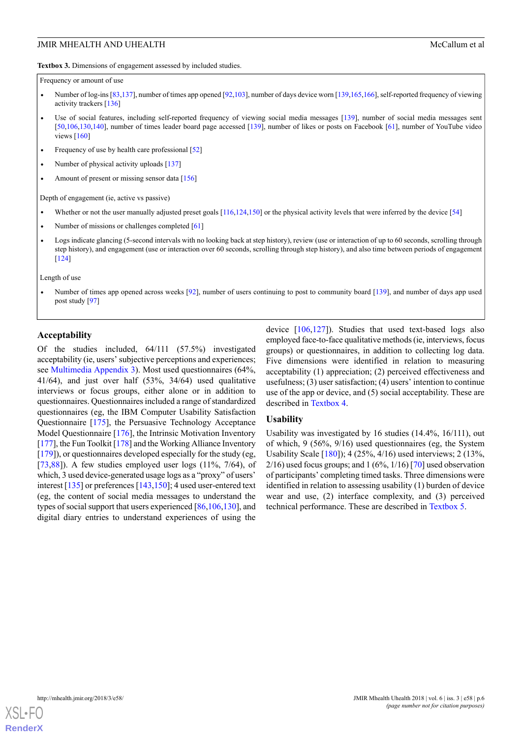**Textbox 3.** Dimensions of engagement assessed by included studies.

Frequency or amount of use

- Number of log-ins [83,137], number of times app opened [92,103], number of days device worn [139,165,166], self-reported frequency of viewing activity trackers [136]
- Use of social features, including self-reported frequency of viewing social media messages [139], number of social media messages sent [50,106,130,140], number of times leader board page accessed [139], number of likes or posts on Facebook [61], number of YouTube video views [160]
- Frequency of use by health care professional [52]
- Number of physical activity uploads [137]
- Amount of present or missing sensor data [156]

Depth of engagement (ie, active vs passive)

- Whether or not the user manually adjusted preset goals [116,124,150] or the physical activity levels that were inferred by the device [54]
- Number of missions or challenges completed [61]
- Logs indicate glancing (5-second intervals with no looking back at step history), review (use or interaction of up to 60 seconds, scrolling through step history), and engagement (use or interaction over 60 seconds, scrolling through step history), and also time between periods of engagement [124]

Length of use

- Number of times app opened across weeks [92], number of users continuing to post to community board [139], and number of days app used post study [97]

### Acceptability

Of the studies included, 64/111 (57.5%) investigated acceptability (ie, users' subjective perceptions and experiences; see Multimedia Appendix 3). Most used questionnaires (64%, 41/64), and just over half (53%, 34/64) used qualitative interviews or focus groups, either alone or in addition to questionnaires. Questionnaires included a range of standardized questionnaires (eg, the IBM Computer Usability Satisfaction Questionnaire [175], the Persuasive Technology Acceptance Model Questionnaire [176], the Intrinsic Motivation Inventory [177], the Fun Toolkit [178] and the Working Alliance Inventory [179]), or questionnaires developed especially for the study (eg, [73,88]). A few studies employed user logs (11%, 7/64), of which, 3 used device-generated usage logs as a "proxy" of users' interest [135] or preferences [143,150]; 4 used user-entered text (eg, the content of social media messages to understand the types of social support that users experienced [86,106,130], and digital diary entries to understand experiences of using the device [106,127]). Studies that used text-based logs also employed face-to-face qualitative methods (ie, interviews, focus groups) or questionnaires, in addition to collecting log data. Five dimensions were identified in relation to measuring acceptability (1) appreciation; (2) perceived effectiveness and usefulness; (3) user satisfaction; (4) users' intention to continue use of the app or device, and (5) social acceptability. These are described in Textbox 4.

### Usability

Usability was investigated by 16 studies (14.4%, 16/111), out of which, 9 (56%, 9/16) used questionnaires (eg, the System Usability Scale [180]); 4 (25%, 4/16) used interviews; 2 (13%, 2/16) used focus groups; and 1 (6%, 1/16) [70] used observation of participants' completing timed tasks. Three dimensions were identified in relation to assessing usability (1) burden of device wear and use, (2) interface complexity, and (3) perceived technical performance. These are described in Textbox 5.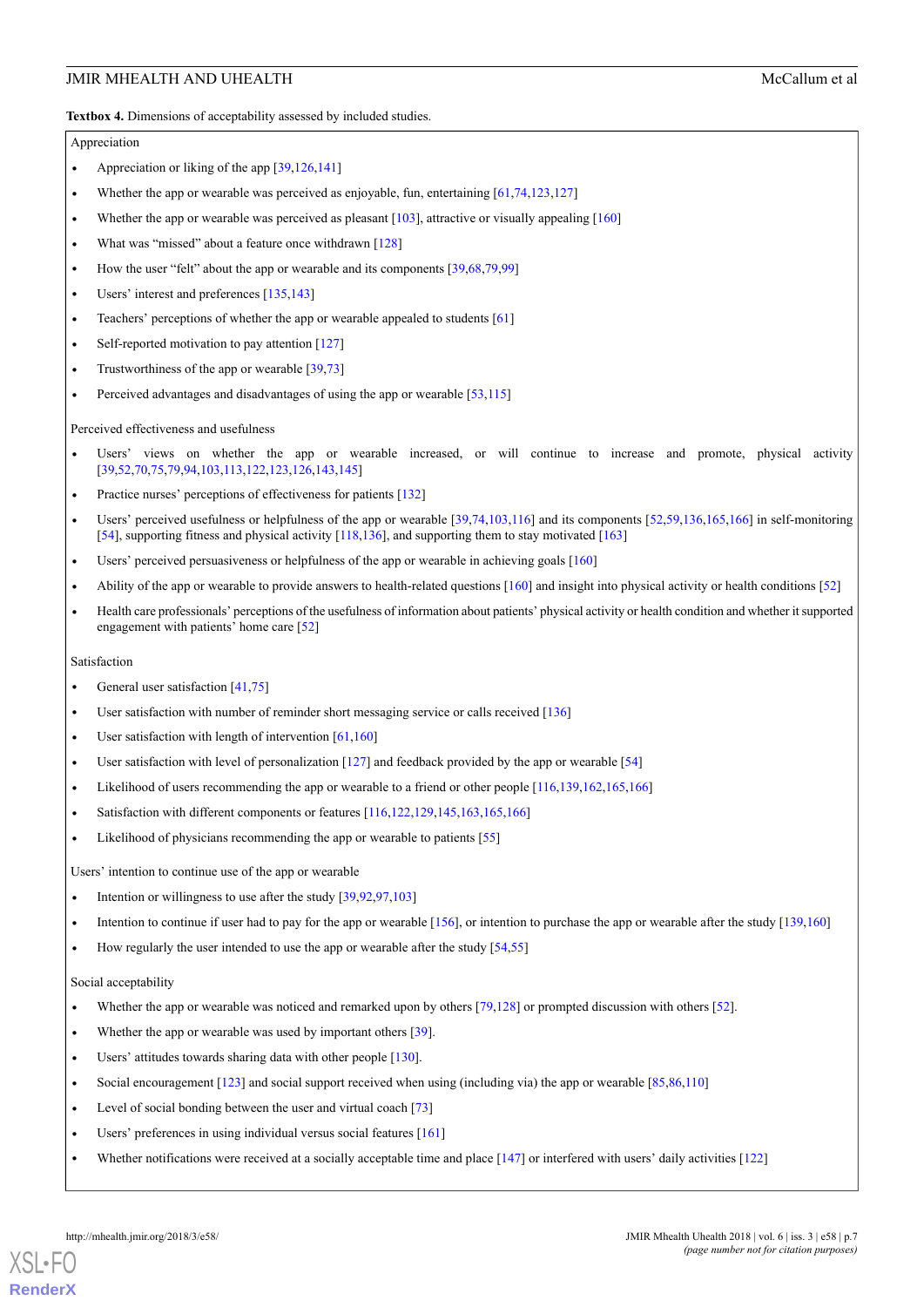**Textbox 4.** Dimensions of acceptability assessed by included studies.

Appreciation

- Appreciation or liking of the app [39,126,141]
- Whether the app or wearable was perceived as enjoyable, fun, entertaining [61,74,123,127]
- Whether the app or wearable was perceived as pleasant [103], attractive or visually appealing [160]
- What was "missed" about a feature once withdrawn [128]
- How the user "felt" about the app or wearable and its components [39,68,79,99]
- Users' interest and preferences [135,143]
- Teachers' perceptions of whether the app or wearable appealed to students [61]
- Self-reported motivation to pay attention [127]
- Trustworthiness of the app or wearable [39,73]
- Perceived advantages and disadvantages of using the app or wearable [53,115]

Perceived effectiveness and usefulness

- Users' views on whether the app or wearable increased, or will continue to increase and promote, physical activity [39,52,70,75,79,94,103,113,122,123,126,143,145]
- Practice nurses' perceptions of effectiveness for patients [132]
- Users' perceived usefulness or helpfulness of the app or wearable [39,74,103,116] and its components [52,59,136,165,166] in self-monitoring [54], supporting fitness and physical activity [118,136], and supporting them to stay motivated [163]
- Users' perceived persuasiveness or helpfulness of the app or wearable in achieving goals [160]
- Ability of the app or wearable to provide answers to health-related questions [160] and insight into physical activity or health conditions [52]
- Health care professionals' perceptions of the usefulness of information about patients' physical activity or health condition and whether it supported engagement with patients' home care [52]

Satisfaction

- General user satisfaction [41,75]
- User satisfaction with number of reminder short messaging service or calls received [136]
- User satisfaction with length of intervention [61,160]
- User satisfaction with level of personalization [127] and feedback provided by the app or wearable [54]
- Likelihood of users recommending the app or wearable to a friend or other people [116,139,162,165,166]
- Satisfaction with different components or features [116,122,129,145,163,165,166]
- Likelihood of physicians recommending the app or wearable to patients [55]

Users' intention to continue use of the app or wearable

- Intention or willingness to use after the study [39,92,97,103]
- Intention to continue if user had to pay for the app or wearable [156], or intention to purchase the app or wearable after the study [139,160]
- How regularly the user intended to use the app or wearable after the study [54,55]

Social acceptability

- Whether the app or wearable was noticed and remarked upon by others [79,128] or prompted discussion with others [52].
- Whether the app or wearable was used by important others [39].
- Users' attitudes towards sharing data with other people [130].
- Social encouragement [123] and social support received when using (including via) the app or wearable [85,86,110]
- Level of social bonding between the user and virtual coach [73]
- Users' preferences in using individual versus social features [161]
- Whether notifications were received at a socially acceptable time and place [147] or interfered with users' daily activities [122]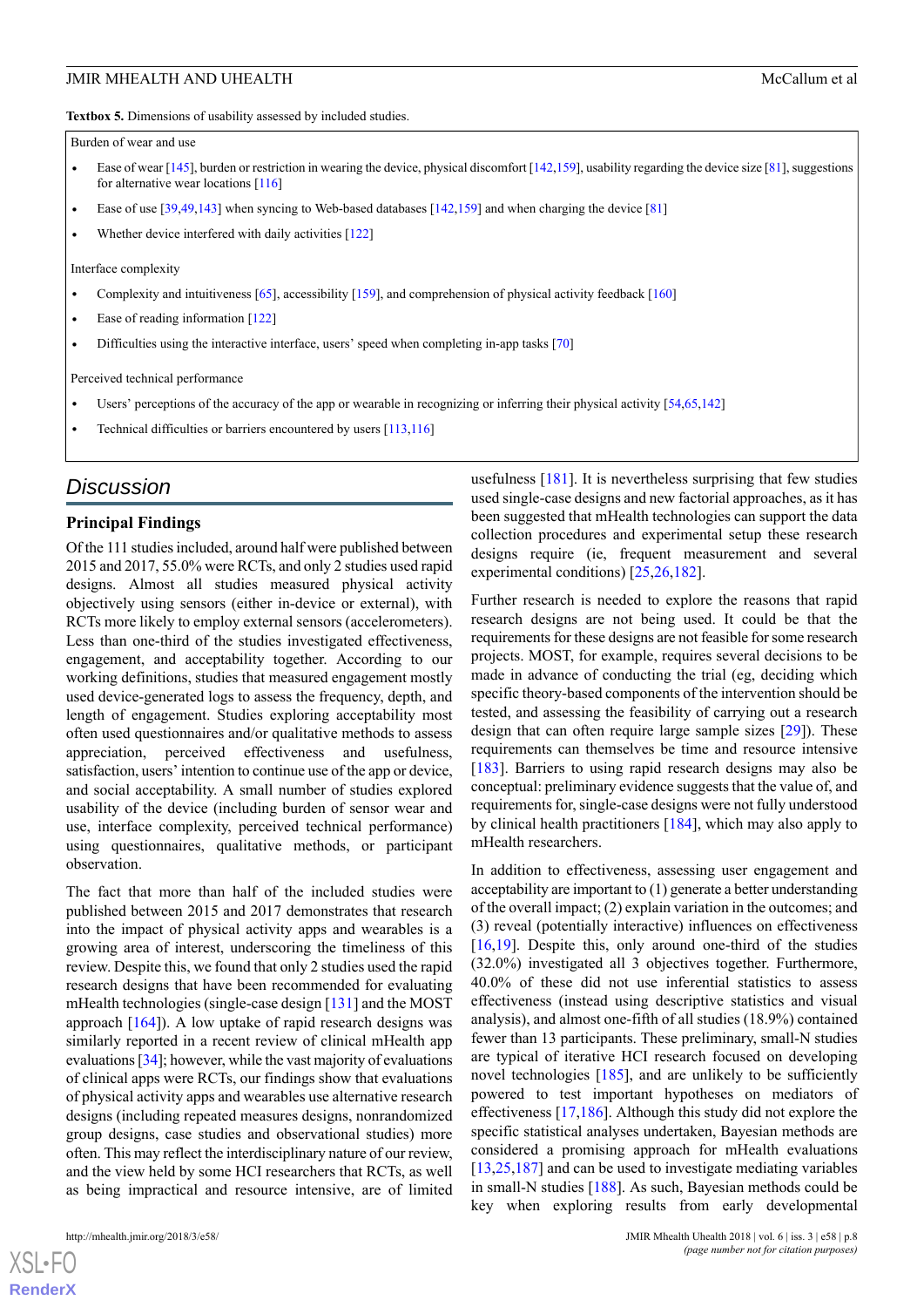**Textbox 5.** Dimensions of usability assessed by included studies.

Burden of wear and use

- Ease of wear [145], burden or restriction in wearing the device, physical discomfort [142,159], usability regarding the device size [81], suggestions for alternative wear locations [116]
- Ease of use [39,49,143] when syncing to Web-based databases [142,159] and when charging the device [81]
- Whether device interfered with daily activities [122]

Interface complexity

- Complexity and intuitiveness [65], accessibility [159], and comprehension of physical activity feedback [160]
- Ease of reading information [122]
- Difficulties using the interactive interface, users' speed when completing in-app tasks [70]

Perceived technical performance

- Users' perceptions of the accuracy of the app or wearable in recognizing or inferring their physical activity [54,65,142]
- Technical difficulties or barriers encountered by users [113,116]

## *Discussion*

### Principal Findings

Of the 111 studies included, around half were published between 2015 and 2017, 55.0% were RCTs, and only 2 studies used rapid designs. Almost all studies measured physical activity objectively using sensors (either in-device or external), with RCTs more likely to employ external sensors (accelerometers). Less than one-third of the studies investigated effectiveness, engagement, and acceptability together. According to our working definitions, studies that measured engagement mostly used device-generated logs to assess the frequency, depth, and length of engagement. Studies exploring acceptability most often used questionnaires and/or qualitative methods to assess appreciation, perceived effectiveness and usefulness, satisfaction, users' intention to continue use of the app or device, and social acceptability. A small number of studies explored usability of the device (including burden of sensor wear and use, interface complexity, perceived technical performance) using questionnaires, qualitative methods, or participant observation.

The fact that more than half of the included studies were published between 2015 and 2017 demonstrates that research into the impact of physical activity apps and wearables is a growing area of interest, underscoring the timeliness of this review. Despite this, we found that only 2 studies used the rapid research designs that have been recommended for evaluating mHealth technologies (single-case design [131] and the MOST approach [164]). A low uptake of rapid research designs was similarly reported in a recent review of clinical mHealth app evaluations [34]; however, while the vast majority of evaluations of clinical apps were RCTs, our findings show that evaluations of physical activity apps and wearables use alternative research designs (including repeated measures designs, nonrandomized group designs, case studies and observational studies) more often. This may reflect the interdisciplinary nature of our review, and the view held by some HCI researchers that RCTs, as well as being impractical and resource intensive, are of limited usefulness [181]. It is nevertheless surprising that few studies used single-case designs and new factorial approaches, as it has been suggested that mHealth technologies can support the data collection procedures and experimental setup these research designs require (ie, frequent measurement and several experimental conditions) [25,26,182].

Further research is needed to explore the reasons that rapid research designs are not being used. It could be that the requirements for these designs are not feasible for some research projects. MOST, for example, requires several decisions to be made in advance of conducting the trial (eg, deciding which specific theory-based components of the intervention should be tested, and assessing the feasibility of carrying out a research design that can often require large sample sizes [29]). These requirements can themselves be time and resource intensive [183]. Barriers to using rapid research designs may also be conceptual: preliminary evidence suggests that the value of, and requirements for, single-case designs were not fully understood by clinical health practitioners [184], which may also apply to mHealth researchers.

In addition to effectiveness, assessing user engagement and acceptability are important to (1) generate a better understanding of the overall impact; (2) explain variation in the outcomes; and (3) reveal (potentially interactive) influences on effectiveness [16,19]. Despite this, only around one-third of the studies (32.0%) investigated all 3 objectives together. Furthermore, 40.0% of these did not use inferential statistics to assess effectiveness (instead using descriptive statistics and visual analysis), and almost one-fifth of all studies (18.9%) contained fewer than 13 participants. These preliminary, small-N studies are typical of iterative HCI research focused on developing novel technologies [185], and are unlikely to be sufficiently powered to test important hypotheses on mediators of effectiveness [17,186]. Although this study did not explore the specific statistical analyses undertaken, Bayesian methods are considered a promising approach for mHealth evaluations [13,25,187] and can be used to investigate mediating variables in small-N studies [188]. As such, Bayesian methods could be key when exploring results from early developmental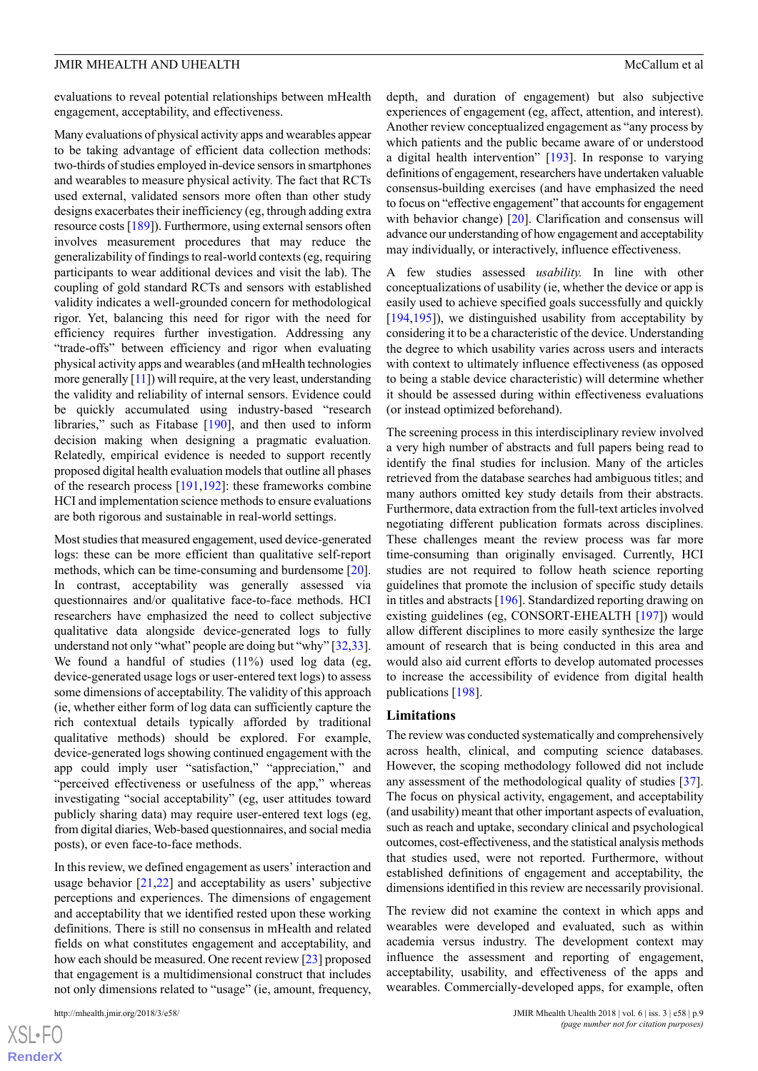evaluations to reveal potential relationships between mHealth engagement, acceptability, and effectiveness.

Many evaluations of physical activity apps and wearables appear to be taking advantage of efficient data collection methods: two-thirds of studies employed in-device sensors in smartphones and wearables to measure physical activity. The fact that RCTs used external, validated sensors more often than other study designs exacerbates their inefficiency (eg, through adding extra resource costs [189]). Furthermore, using external sensors often involves measurement procedures that may reduce the generalizability of findings to real-world contexts (eg, requiring participants to wear additional devices and visit the lab). The coupling of gold standard RCTs and sensors with established validity indicates a well-grounded concern for methodological rigor. Yet, balancing this need for rigor with the need for efficiency requires further investigation. Addressing any "trade-offs" between efficiency and rigor when evaluating physical activity apps and wearables (and mHealth technologies more generally [11]) will require, at the very least, understanding the validity and reliability of internal sensors. Evidence could be quickly accumulated using industry-based "research libraries," such as Fitabase [190], and then used to inform decision making when designing a pragmatic evaluation. Relatedly, empirical evidence is needed to support recently proposed digital health evaluation models that outline all phases of the research process [191,192]: these frameworks combine HCI and implementation science methods to ensure evaluations are both rigorous and sustainable in real-world settings.

Most studies that measured engagement, used device-generated logs: these can be more efficient than qualitative self-report methods, which can be time-consuming and burdensome [20]. In contrast, acceptability was generally assessed via questionnaires and/or qualitative face-to-face methods. HCI researchers have emphasized the need to collect subjective qualitative data alongside device-generated logs to fully understand not only "what" people are doing but "why" [32,33]. We found a handful of studies (11%) used log data (eg, device-generated usage logs or user-entered text logs) to assess some dimensions of acceptability. The validity of this approach (ie, whether either form of log data can sufficiently capture the rich contextual details typically afforded by traditional qualitative methods) should be explored. For example, device-generated logs showing continued engagement with the app could imply user "satisfaction," "appreciation," and "perceived effectiveness or usefulness of the app," whereas investigating "social acceptability" (eg, user attitudes toward publicly sharing data) may require user-entered text logs (eg, from digital diaries, Web-based questionnaires, and social media posts), or even face-to-face methods.

In this review, we defined engagement as users' interaction and usage behavior [21,22] and acceptability as users' subjective perceptions and experiences. The dimensions of engagement and acceptability that we identified rested upon these working definitions. There is still no consensus in mHealth and related fields on what constitutes engagement and acceptability, and how each should be measured. One recent review [23] proposed that engagement is a multidimensional construct that includes not only dimensions related to "usage" (ie, amount, frequency, depth, and duration of engagement) but also subjective experiences of engagement (eg, affect, attention, and interest). Another review conceptualized engagement as "any process by which patients and the public became aware of or understood a digital health intervention" [193]. In response to varying definitions of engagement, researchers have undertaken valuable consensus-building exercises (and have emphasized the need to focus on "effective engagement" that accounts for engagement with behavior change) [20]. Clarification and consensus will advance our understanding of how engagement and acceptability may individually, or interactively, influence effectiveness.

A few studies assessed *usability.* In line with other conceptualizations of usability (ie, whether the device or app is easily used to achieve specified goals successfully and quickly [194,195]), we distinguished usability from acceptability by considering it to be a characteristic of the device. Understanding the degree to which usability varies across users and interacts with context to ultimately influence effectiveness (as opposed to being a stable device characteristic) will determine whether it should be assessed during within effectiveness evaluations (or instead optimized beforehand).

The screening process in this interdisciplinary review involved a very high number of abstracts and full papers being read to identify the final studies for inclusion. Many of the articles retrieved from the database searches had ambiguous titles; and many authors omitted key study details from their abstracts. Furthermore, data extraction from the full-text articles involved negotiating different publication formats across disciplines. These challenges meant the review process was far more time-consuming than originally envisaged. Currently, HCI studies are not required to follow heath science reporting guidelines that promote the inclusion of specific study details in titles and abstracts [196]. Standardized reporting drawing on existing guidelines (eg, CONSORT-EHEALTH [197]) would allow different disciplines to more easily synthesize the large amount of research that is being conducted in this area and would also aid current efforts to develop automated processes to increase the accessibility of evidence from digital health publications [198].

## Limitations

The review was conducted systematically and comprehensively across health, clinical, and computing science databases. However, the scoping methodology followed did not include any assessment of the methodological quality of studies [37]. The focus on physical activity, engagement, and acceptability (and usability) meant that other important aspects of evaluation, such as reach and uptake, secondary clinical and psychological outcomes, cost-effectiveness, and the statistical analysis methods that studies used, were not reported. Furthermore, without established definitions of engagement and acceptability, the dimensions identified in this review are necessarily provisional.

The review did not examine the context in which apps and wearables were developed and evaluated, such as within academia versus industry. The development context may influence the assessment and reporting of engagement, acceptability, usability, and effectiveness of the apps and wearables. Commercially-developed apps, for example, often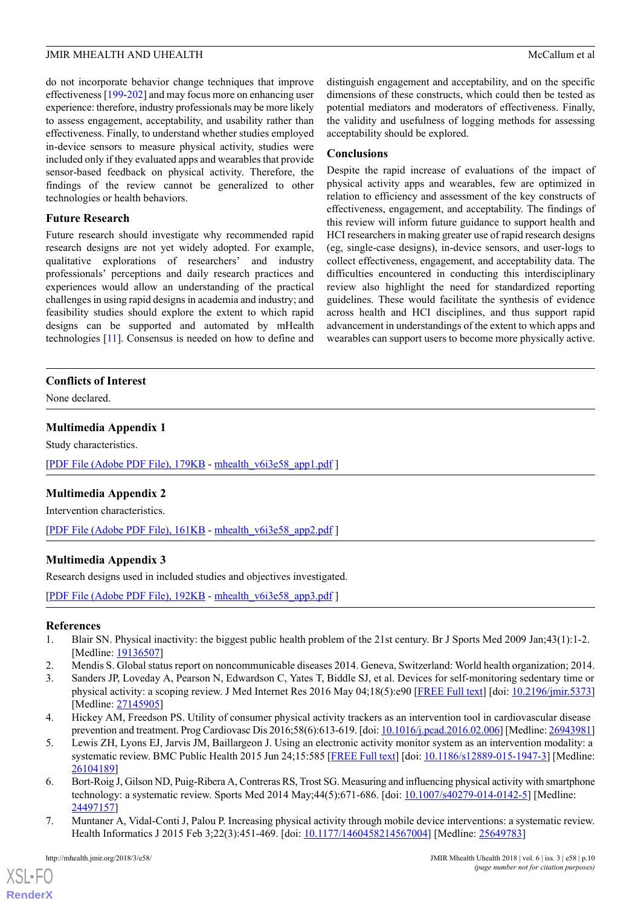do not incorporate behavior change techniques that improve effectiveness [199-202] and may focus more on enhancing user experience: therefore, industry professionals may be more likely to assess engagement, acceptability, and usability rather than effectiveness. Finally, to understand whether studies employed in-device sensors to measure physical activity, studies were included only if they evaluated apps and wearables that provide sensor-based feedback on physical activity. Therefore, the findings of the review cannot be generalized to other technologies or health behaviors.

### Future Research

Future research should investigate why recommended rapid research designs are not yet widely adopted. For example, qualitative explorations of researchers' and industry professionals' perceptions and daily research practices and experiences would allow an understanding of the practical challenges in using rapid designs in academia and industry; and feasibility studies should explore the extent to which rapid designs can be supported and automated by mHealth technologies [11]. Consensus is needed on how to define and distinguish engagement and acceptability, and on the specific dimensions of these constructs, which could then be tested as potential mediators and moderators of effectiveness. Finally, the validity and usefulness of logging methods for assessing acceptability should be explored.

### Conclusions

Despite the rapid increase of evaluations of the impact of physical activity apps and wearables, few are optimized in relation to efficiency and assessment of the key constructs of effectiveness, engagement, and acceptability. The findings of this review will inform future guidance to support health and HCI researchers in making greater use of rapid research designs (eg, single-case designs), in-device sensors, and user-logs to collect effectiveness, engagement, and acceptability data. The difficulties encountered in conducting this interdisciplinary review also highlight the need for standardized reporting guidelines. These would facilitate the synthesis of evidence across health and HCI disciplines, and thus support rapid advancement in understandings of the extent to which apps and wearables can support users to become more physically active.

## Conflicts of Interest

None declared.

## Multimedia Appendix 1

Study characteristics.

[PDF File (Adobe PDF File), 179KB - mhealth_v6i3e58_app1.pdf ]

## Multimedia Appendix 2

Intervention characteristics.

[PDF File (Adobe PDF File), 161KB - mhealth_v6i3e58_app2.pdf ]

## Multimedia Appendix 3

Research designs used in included studies and objectives investigated.

[PDF File (Adobe PDF File), 192KB - mhealth_v6i3e58_app3.pdf ]

## References

1. Blair SN. Physical inactivity: the biggest public health problem of the 21st century. Br J Sports Med 2009 Jan;43(1):1-2. [Medline: 19136507]
2. Mendis S. Global status report on noncommunicable diseases 2014. Geneva, Switzerland: World health organization; 2014.
3. Sanders JP, Loveday A, Pearson N, Edwardson C, Yates T, Biddle SJ, et al. Devices for self-monitoring sedentary time or physical activity: a scoping review. J Med Internet Res 2016 May 04;18(5):e90 [FREE Full text] [doi: 10.2196/jmir.5373] [Medline: 27145905]
4. Hickey AM, Freedson PS. Utility of consumer physical activity trackers as an intervention tool in cardiovascular disease prevention and treatment. Prog Cardiovasc Dis 2016;58(6):613-619. [doi: 10.1016/j.pcad.2016.02.006] [Medline: 26943981]
5. Lewis ZH, Lyons EJ, Jarvis JM, Baillargeon J. Using an electronic activity monitor system as an intervention modality: a systematic review. BMC Public Health 2015 Jun 24;15:585 [FREE Full text] [doi: 10.1186/s12889-015-1947-3] [Medline: 26104189]
6. Bort-Roig J, Gilson ND, Puig-Ribera A, Contreras RS, Trost SG. Measuring and influencing physical activity with smartphone technology: a systematic review. Sports Med 2014 May;44(5):671-686. [doi: 10.1007/s40279-014-0142-5] [Medline: 24497157]
7. Muntaner A, Vidal-Conti J, Palou P. Increasing physical activity through mobile device interventions: a systematic review. Health Informatics J 2015 Feb 3;22(3):451-469. [doi: 10.1177/1460458214567004] [Medline: 25649783]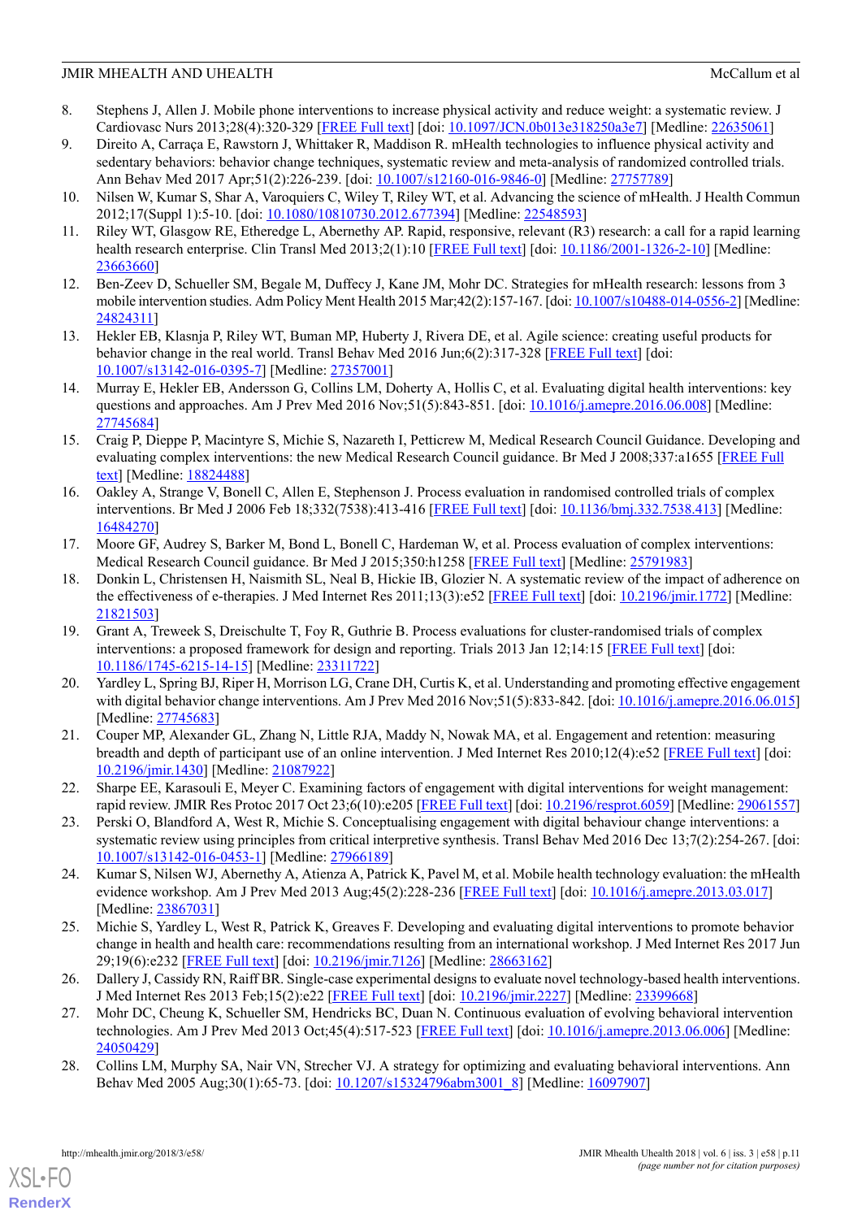8. Stephens J, Allen J. Mobile phone interventions to increase physical activity and reduce weight: a systematic review. J Cardiovasc Nurs 2013;28(4):320-329 [FREE Full text] [doi: 10.1097/JCN.0b013e318250a3e7] [Medline: 22635061]
9. Direito A, Carraça E, Rawstorn J, Whittaker R, Maddison R. mHealth technologies to influence physical activity and sedentary behaviors: behavior change techniques, systematic review and meta-analysis of randomized controlled trials. Ann Behav Med 2017 Apr;51(2):226-239. [doi: 10.1007/s12160-016-9846-0] [Medline: 27757789]
10. Nilsen W, Kumar S, Shar A, Varoquiers C, Wiley T, Riley WT, et al. Advancing the science of mHealth. J Health Commun 2012;17(Suppl 1):5-10. [doi: 10.1080/10810730.2012.677394] [Medline: 22548593]
11. Riley WT, Glasgow RE, Etheredge L, Abernethy AP. Rapid, responsive, relevant (R3) research: a call for a rapid learning health research enterprise. Clin Transl Med 2013;2(1):10 [FREE Full text] [doi: 10.1186/2001-1326-2-10] [Medline: 23663660]
12. Ben-Zeev D, Schueller SM, Begale M, Duffecy J, Kane JM, Mohr DC. Strategies for mHealth research: lessons from 3 mobile intervention studies. Adm Policy Ment Health 2015 Mar;42(2):157-167. [doi: 10.1007/s10488-014-0556-2] [Medline: 24824311]
13. Hekler EB, Klasnja P, Riley WT, Buman MP, Huberty J, Rivera DE, et al. Agile science: creating useful products for behavior change in the real world. Transl Behav Med 2016 Jun;6(2):317-328 [FREE Full text] [doi: 10.1007/s13142-016-0395-7] [Medline: 27357001]
14. Murray E, Hekler EB, Andersson G, Collins LM, Doherty A, Hollis C, et al. Evaluating digital health interventions: key questions and approaches. Am J Prev Med 2016 Nov;51(5):843-851. [doi: 10.1016/j.amepre.2016.06.008] [Medline: 27745684]
15. Craig P, Dieppe P, Macintyre S, Michie S, Nazareth I, Petticrew M, Medical Research Council Guidance. Developing and evaluating complex interventions: the new Medical Research Council guidance. Br Med J 2008;337:a1655 [FREE Full text] [Medline: 18824488]
16. Oakley A, Strange V, Bonell C, Allen E, Stephenson J. Process evaluation in randomised controlled trials of complex interventions. Br Med J 2006 Feb 18;332(7538):413-416 [FREE Full text] [doi: 10.1136/bmj.332.7538.413] [Medline: 16484270]
17. Moore GF, Audrey S, Barker M, Bond L, Bonell C, Hardeman W, et al. Process evaluation of complex interventions: Medical Research Council guidance. Br Med J 2015;350:h1258 [FREE Full text] [Medline: 25791983]
18. Donkin L, Christensen H, Naismith SL, Neal B, Hickie IB, Glozier N. A systematic review of the impact of adherence on the effectiveness of e-therapies. J Med Internet Res 2011;13(3):e52 [FREE Full text] [doi: 10.2196/jmir.1772] [Medline: 21821503]
19. Grant A, Treweek S, Dreischulte T, Foy R, Guthrie B. Process evaluations for cluster-randomised trials of complex interventions: a proposed framework for design and reporting. Trials 2013 Jan 12;14:15 [FREE Full text] [doi: 10.1186/1745-6215-14-15] [Medline: 23311722]
20. Yardley L, Spring BJ, Riper H, Morrison LG, Crane DH, Curtis K, et al. Understanding and promoting effective engagement with digital behavior change interventions. Am J Prev Med 2016 Nov;51(5):833-842. [doi: 10.1016/j.amepre.2016.06.015] [Medline: 27745683]
21. Couper MP, Alexander GL, Zhang N, Little RJA, Maddy N, Nowak MA, et al. Engagement and retention: measuring breadth and depth of participant use of an online intervention. J Med Internet Res 2010;12(4):e52 [FREE Full text] [doi: 10.2196/jmir.1430] [Medline: 21087922]
22. Sharpe EE, Karasouli E, Meyer C. Examining factors of engagement with digital interventions for weight management: rapid review. JMIR Res Protoc 2017 Oct 23;6(10):e205 [FREE Full text] [doi: 10.2196/resprot.6059] [Medline: 29061557]
23. Perski O, Blandford A, West R, Michie S. Conceptualising engagement with digital behaviour change interventions: a systematic review using principles from critical interpretive synthesis. Transl Behav Med 2016 Dec 13;7(2):254-267. [doi: 10.1007/s13142-016-0453-1] [Medline: 27966189]
24. Kumar S, Nilsen WJ, Abernethy A, Atienza A, Patrick K, Pavel M, et al. Mobile health technology evaluation: the mHealth evidence workshop. Am J Prev Med 2013 Aug;45(2):228-236 [FREE Full text] [doi: 10.1016/j.amepre.2013.03.017] [Medline: 23867031]
25. Michie S, Yardley L, West R, Patrick K, Greaves F. Developing and evaluating digital interventions to promote behavior change in health and health care: recommendations resulting from an international workshop. J Med Internet Res 2017 Jun 29;19(6):e232 [FREE Full text] [doi: 10.2196/jmir.7126] [Medline: 28663162]
26. Dallery J, Cassidy RN, Raiff BR. Single-case experimental designs to evaluate novel technology-based health interventions. J Med Internet Res 2013 Feb;15(2):e22 [FREE Full text] [doi: 10.2196/jmir.2227] [Medline: 23399668]
27. Mohr DC, Cheung K, Schueller SM, Hendricks BC, Duan N. Continuous evaluation of evolving behavioral intervention technologies. Am J Prev Med 2013 Oct;45(4):517-523 [FREE Full text] [doi: 10.1016/j.amepre.2013.06.006] [Medline: 24050429]
28. Collins LM, Murphy SA, Nair VN, Strecher VJ. A strategy for optimizing and evaluating behavioral interventions. Ann Behav Med 2005 Aug;30(1):65-73. [doi: 10.1207/s15324796abm3001_8] [Medline: 16097907]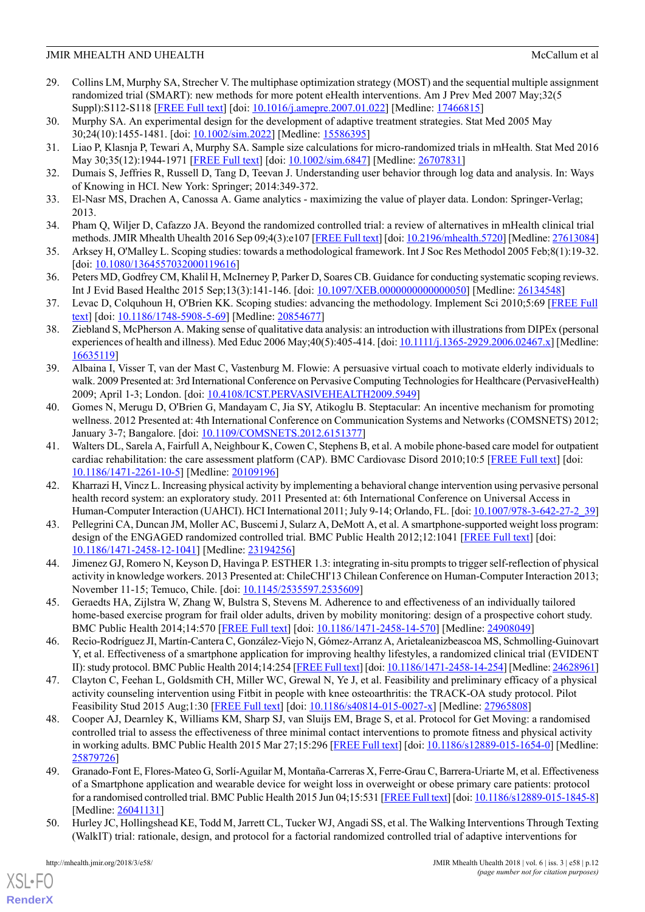29. Collins LM, Murphy SA, Strecher V. The multiphase optimization strategy (MOST) and the sequential multiple assignment randomized trial (SMART): new methods for more potent eHealth interventions. Am J Prev Med 2007 May;32(5 Suppl):S112-S118 [FREE Full text] [doi: 10.1016/j.amepre.2007.01.022] [Medline: 17466815]
30. Murphy SA. An experimental design for the development of adaptive treatment strategies. Stat Med 2005 May 30;24(10):1455-1481. [doi: 10.1002/sim.2022] [Medline: 15586395]
31. Liao P, Klasnja P, Tewari A, Murphy SA. Sample size calculations for micro-randomized trials in mHealth. Stat Med 2016 May 30;35(12):1944-1971 [FREE Full text] [doi: 10.1002/sim.6847] [Medline: 26707831]
32. Dumais S, Jeffries R, Russell D, Tang D, Teevan J. Understanding user behavior through log data and analysis. In: Ways of Knowing in HCI. New York: Springer; 2014:349-372.
33. El-Nasr MS, Drachen A, Canossa A. Game analytics - maximizing the value of player data. London: Springer-Verlag; 2013.
34. Pham Q, Wiljer D, Cafazzo JA. Beyond the randomized controlled trial: a review of alternatives in mHealth clinical trial methods. JMIR Mhealth Uhealth 2016 Sep 09;4(3):e107 [FREE Full text] [doi: 10.2196/mhealth.5720] [Medline: 27613084]
35. Arksey H, O'Malley L. Scoping studies: towards a methodological framework. Int J Soc Res Methodol 2005 Feb;8(1):19-32. [doi: 10.1080/1364557032000119616]
36. Peters MD, Godfrey CM, Khalil H, McInerney P, Parker D, Soares CB. Guidance for conducting systematic scoping reviews. Int J Evid Based Healthc 2015 Sep;13(3):141-146. [doi: 10.1097/XEB.0000000000000050] [Medline: 26134548]
37. Levac D, Colquhoun H, O'Brien KK. Scoping studies: advancing the methodology. Implement Sci 2010;5:69 [FREE Full text] [doi: 10.1186/1748-5908-5-69] [Medline: 20854677]
38. Ziebland S, McPherson A. Making sense of qualitative data analysis: an introduction with illustrations from DIPEx (personal experiences of health and illness). Med Educ 2006 May;40(5):405-414. [doi: 10.1111/j.1365-2929.2006.02467.x] [Medline: 16635119]
39. Albaina I, Visser T, van der Mast C, Vastenburg M. Flowie: A persuasive virtual coach to motivate elderly individuals to walk. 2009 Presented at: 3rd International Conference on Pervasive Computing Technologies for Healthcare (PervasiveHealth) 2009; April 1-3; London. [doi: 10.4108/ICST.PERVASIVEHEALTH2009.5949]
40. Gomes N, Merugu D, O'Brien G, Mandayam C, Jia SY, Atikoglu B. Steptacular: An incentive mechanism for promoting wellness. 2012 Presented at: 4th International Conference on Communication Systems and Networks (COMSNETS) 2012; January 3-7; Bangalore. [doi: 10.1109/COMSNETS.2012.6151377]
41. Walters DL, Sarela A, Fairfull A, Neighbour K, Cowen C, Stephens B, et al. A mobile phone-based care model for outpatient cardiac rehabilitation: the care assessment platform (CAP). BMC Cardiovasc Disord 2010;10:5 [FREE Full text] [doi: 10.1186/1471-2261-10-5] [Medline: 20109196]
42. Kharrazi H, Vincz L. Increasing physical activity by implementing a behavioral change intervention using pervasive personal health record system: an exploratory study. 2011 Presented at: 6th International Conference on Universal Access in Human-Computer Interaction (UAHCI). HCI International 2011; July 9-14; Orlando, FL. [doi: 10.1007/978-3-642-27-2_39]
43. Pellegrini CA, Duncan JM, Moller AC, Buscemi J, Sularz A, DeMott A, et al. A smartphone-supported weight loss program: design of the ENGAGED randomized controlled trial. BMC Public Health 2012;12:1041 [FREE Full text] [doi: 10.1186/1471-2458-12-1041] [Medline: 23194256]
44. Jimenez GJ, Romero N, Keyson D, Havinga P. ESTHER 1.3: integrating in-situ prompts to trigger self-reflection of physical activity in knowledge workers. 2013 Presented at: ChileCHI'13 Chilean Conference on Human-Computer Interaction 2013; November 11-15; Temuco, Chile. [doi: 10.1145/2535597.2535609]
45. Geraedts HA, Zijlstra W, Zhang W, Bulstra S, Stevens M. Adherence to and effectiveness of an individually tailored home-based exercise program for frail older adults, driven by mobility monitoring: design of a prospective cohort study. BMC Public Health 2014;14:570 [FREE Full text] [doi: 10.1186/1471-2458-14-570] [Medline: 24908049]
46. Recio-Rodríguez JI, Martín-Cantera C, González-Viejo N, Gómez-Arranz A, Arietaleanizbeascoa MS, Schmolling-Guinovart Y, et al. Effectiveness of a smartphone application for improving healthy lifestyles, a randomized clinical trial (EVIDENT II): study protocol. BMC Public Health 2014;14:254 [FREE Full text] [doi: 10.1186/1471-2458-14-254] [Medline: 24628961]
47. Clayton C, Feehan L, Goldsmith CH, Miller WC, Grewal N, Ye J, et al. Feasibility and preliminary efficacy of a physical activity counseling intervention using Fitbit in people with knee osteoarthritis: the TRACK-OA study protocol. Pilot Feasibility Stud 2015 Aug;1:30 [FREE Full text] [doi: 10.1186/s40814-015-0027-x] [Medline: 27965808]
48. Cooper AJ, Dearnley K, Williams KM, Sharp SJ, van Sluijs EM, Brage S, et al. Protocol for Get Moving: a randomised controlled trial to assess the effectiveness of three minimal contact interventions to promote fitness and physical activity in working adults. BMC Public Health 2015 Mar 27;15:296 [FREE Full text] [doi: 10.1186/s12889-015-1654-0] [Medline: 25879726]
49. Granado-Font E, Flores-Mateo G, Sorlí-Aguilar M, Montaña-Carreras X, Ferre-Grau C, Barrera-Uriarte M, et al. Effectiveness of a Smartphone application and wearable device for weight loss in overweight or obese primary care patients: protocol for a randomised controlled trial. BMC Public Health 2015 Jun 04;15:531 [FREE Full text] [doi: 10.1186/s12889-015-1845-8] [Medline: 26041131]
50. Hurley JC, Hollingshead KE, Todd M, Jarrett CL, Tucker WJ, Angadi SS, et al. The Walking Interventions Through Texting (WalkIT) trial: rationale, design, and protocol for a factorial randomized controlled trial of adaptive interventions for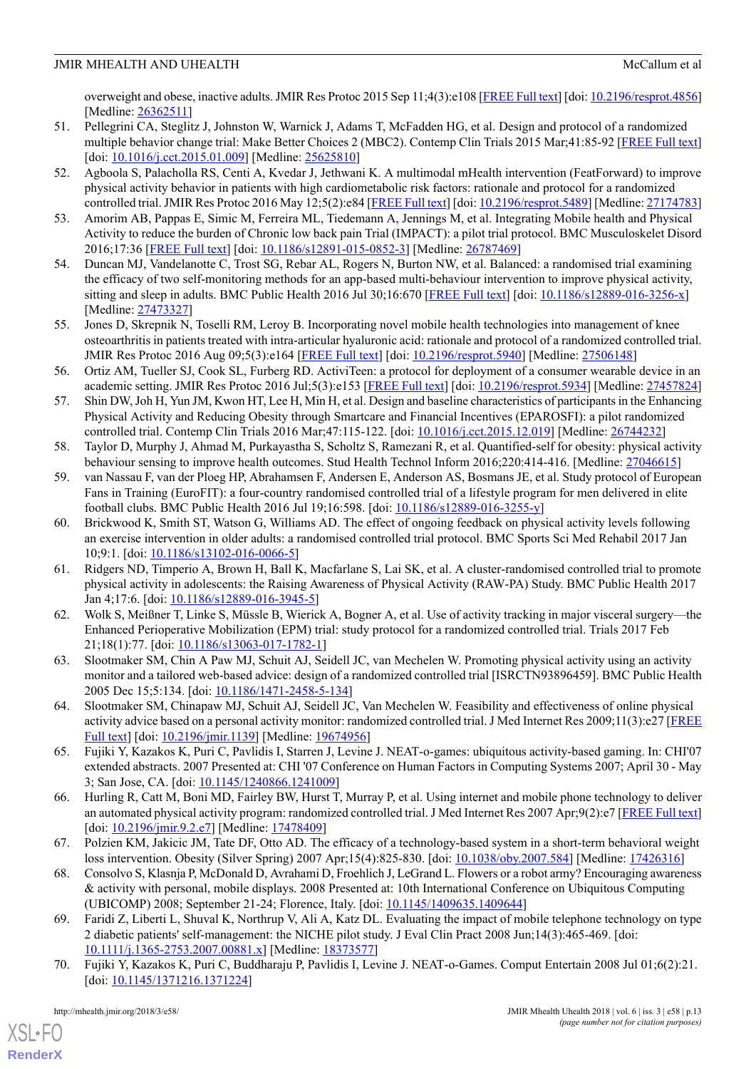overweight and obese, inactive adults. JMIR Res Protoc 2015 Sep 11;4(3):e108 [FREE Full text] [doi: 10.2196/resprot.4856] [Medline: 26362511]

51. Pellegrini CA, Steglitz J, Johnston W, Warnick J, Adams T, McFadden HG, et al. Design and protocol of a randomized multiple behavior change trial: Make Better Choices 2 (MBC2). Contemp Clin Trials 2015 Mar;41:85-92 [FREE Full text] [doi: 10.1016/j.cct.2015.01.009] [Medline: 25625810]
52. Agboola S, Palacholla RS, Centi A, Kvedar J, Jethwani K. A multimodal mHealth intervention (FeatForward) to improve physical activity behavior in patients with high cardiometabolic risk factors: rationale and protocol for a randomized controlled trial. JMIR Res Protoc 2016 May 12;5(2):e84 [FREE Full text] [doi: 10.2196/resprot.5489] [Medline: 27174783]
53. Amorim AB, Pappas E, Simic M, Ferreira ML, Tiedemann A, Jennings M, et al. Integrating Mobile health and Physical Activity to reduce the burden of Chronic low back pain Trial (IMPACT): a pilot trial protocol. BMC Musculoskelet Disord 2016;17:36 [FREE Full text] [doi: 10.1186/s12891-015-0852-3] [Medline: 26787469]
54. Duncan MJ, Vandelanotte C, Trost SG, Rebar AL, Rogers N, Burton NW, et al. Balanced: a randomised trial examining the efficacy of two self-monitoring methods for an app-based multi-behaviour intervention to improve physical activity, sitting and sleep in adults. BMC Public Health 2016 Jul 30;16:670 [FREE Full text] [doi: 10.1186/s12889-016-3256-x] [Medline: 27473327]
55. Jones D, Skrepnik N, Toselli RM, Leroy B. Incorporating novel mobile health technologies into management of knee osteoarthritis in patients treated with intra-articular hyaluronic acid: rationale and protocol of a randomized controlled trial. JMIR Res Protoc 2016 Aug 09;5(3):e164 [FREE Full text] [doi: 10.2196/resprot.5940] [Medline: 27506148]
56. Ortiz AM, Tueller SJ, Cook SL, Furberg RD. ActiviTeen: a protocol for deployment of a consumer wearable device in an academic setting. JMIR Res Protoc 2016 Jul;5(3):e153 [FREE Full text] [doi: 10.2196/resprot.5934] [Medline: 27457824]
57. Shin DW, Joh H, Yun JM, Kwon HT, Lee H, Min H, et al. Design and baseline characteristics of participants in the Enhancing Physical Activity and Reducing Obesity through Smartcare and Financial Incentives (EPAROSFI): a pilot randomized controlled trial. Contemp Clin Trials 2016 Mar;47:115-122. [doi: 10.1016/j.cct.2015.12.019] [Medline: 26744232]
58. Taylor D, Murphy J, Ahmad M, Purkayastha S, Scholtz S, Ramezani R, et al. Quantified-self for obesity: physical activity behaviour sensing to improve health outcomes. Stud Health Technol Inform 2016;220:414-416. [Medline: 27046615]
59. van Nassau F, van der Ploeg HP, Abrahamsen F, Andersen E, Anderson AS, Bosmans JE, et al. Study protocol of European Fans in Training (EuroFIT): a four-country randomised controlled trial of a lifestyle program for men delivered in elite football clubs. BMC Public Health 2016 Jul 19;16:598. [doi: 10.1186/s12889-016-3255-y]
60. Brickwood K, Smith ST, Watson G, Williams AD. The effect of ongoing feedback on physical activity levels following an exercise intervention in older adults: a randomised controlled trial protocol. BMC Sports Sci Med Rehabil 2017 Jan 10;9:1. [doi: 10.1186/s13102-016-0066-5]
61. Ridgers ND, Timperio A, Brown H, Ball K, Macfarlane S, Lai SK, et al. A cluster-randomised controlled trial to promote physical activity in adolescents: the Raising Awareness of Physical Activity (RAW-PA) Study. BMC Public Health 2017 Jan 4;17:6. [doi: 10.1186/s12889-016-3945-5]
62. Wolk S, Meißner T, Linke S, Müssle B, Wierick A, Bogner A, et al. Use of activity tracking in major visceral surgery—the Enhanced Perioperative Mobilization (EPM) trial: study protocol for a randomized controlled trial. Trials 2017 Feb 21;18(1):77. [doi: 10.1186/s13063-017-1782-1]
63. Slootmaker SM, Chin A Paw MJ, Schuit AJ, Seidell JC, van Mechelen W. Promoting physical activity using an activity monitor and a tailored web-based advice: design of a randomized controlled trial [ISRCTN93896459]. BMC Public Health 2005 Dec 15;5:134. [doi: 10.1186/1471-2458-5-134]
64. Slootmaker SM, Chinapaw MJ, Schuit AJ, Seidell JC, Van Mechelen W. Feasibility and effectiveness of online physical activity advice based on a personal activity monitor: randomized controlled trial. J Med Internet Res 2009;11(3):e27 [FREE Full text] [doi: 10.2196/jmir.1139] [Medline: 19674956]
65. Fujiki Y, Kazakos K, Puri C, Pavlidis I, Starren J, Levine J. NEAT-o-games: ubiquitous activity-based gaming. In: CHI'07 extended abstracts. 2007 Presented at: CHI '07 Conference on Human Factors in Computing Systems 2007; April 30 - May 3; San Jose, CA. [doi: 10.1145/1240866.1241009]
66. Hurling R, Catt M, Boni MD, Fairley BW, Hurst T, Murray P, et al. Using internet and mobile phone technology to deliver an automated physical activity program: randomized controlled trial. J Med Internet Res 2007 Apr;9(2):e7 [FREE Full text] [doi: 10.2196/jmir.9.2.e7] [Medline: 17478409]
67. Polzien KM, Jakicic JM, Tate DF, Otto AD. The efficacy of a technology-based system in a short-term behavioral weight loss intervention. Obesity (Silver Spring) 2007 Apr;15(4):825-830. [doi: 10.1038/oby.2007.584] [Medline: 17426316]
68. Consolvo S, Klasnja P, McDonald D, Avrahami D, Froehlich J, LeGrand L. Flowers or a robot army? Encouraging awareness & activity with personal, mobile displays. 2008 Presented at: 10th International Conference on Ubiquitous Computing (UBICOMP) 2008; September 21-24; Florence, Italy. [doi: 10.1145/1409635.1409644]
69. Faridi Z, Liberti L, Shuval K, Northrup V, Ali A, Katz DL. Evaluating the impact of mobile telephone technology on type 2 diabetic patients' self-management: the NICHE pilot study. J Eval Clin Pract 2008 Jun;14(3):465-469. [doi: 10.1111/j.1365-2753.2007.00881.x] [Medline: 18373577]
70. Fujiki Y, Kazakos K, Puri C, Buddharaju P, Pavlidis I, Levine J. NEAT-o-Games. Comput Entertain 2008 Jul 01;6(2):21. [doi: 10.1145/1371216.1371224]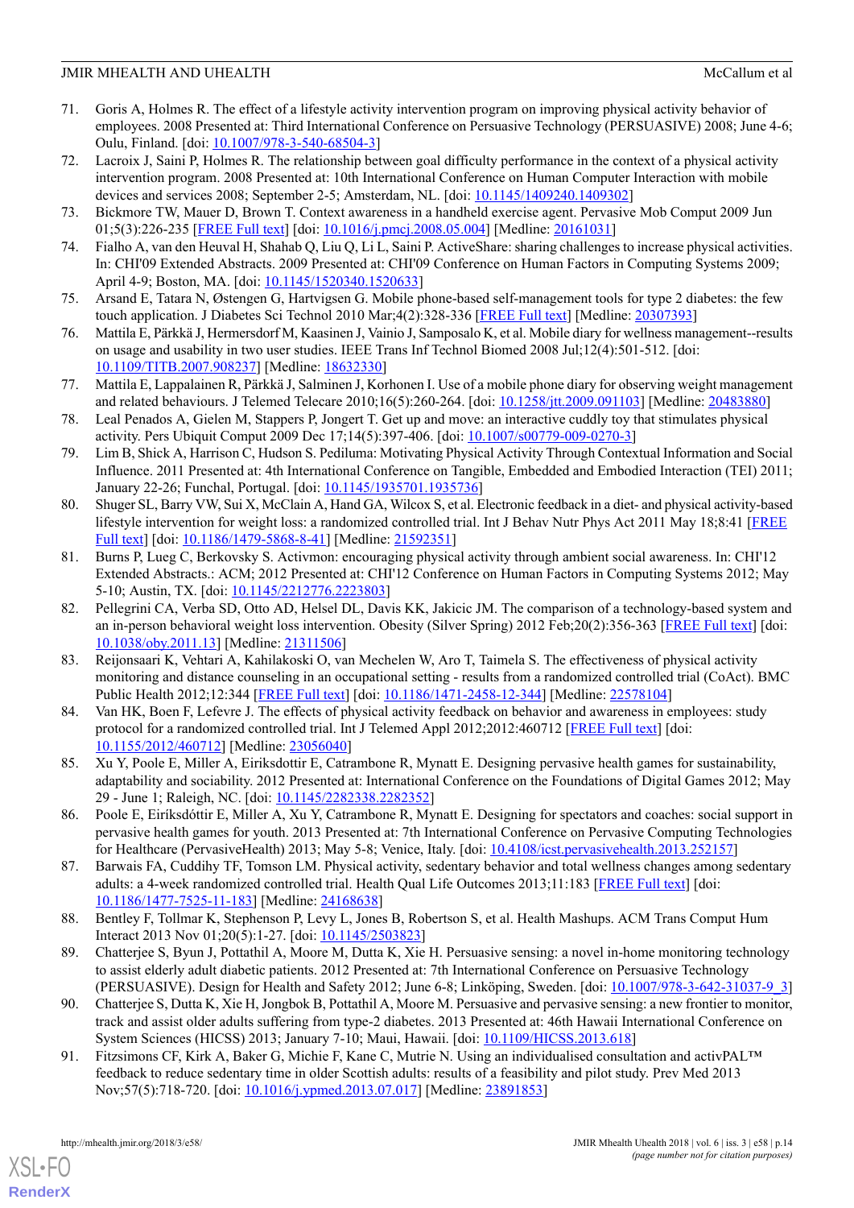71. Goris A, Holmes R. The effect of a lifestyle activity intervention program on improving physical activity behavior of employees. 2008 Presented at: Third International Conference on Persuasive Technology (PERSUASIVE) 2008; June 4-6; Oulu, Finland. [doi: 10.1007/978-3-540-68504-3]
72. Lacroix J, Saini P, Holmes R. The relationship between goal difficulty performance in the context of a physical activity intervention program. 2008 Presented at: 10th International Conference on Human Computer Interaction with mobile devices and services 2008; September 2-5; Amsterdam, NL. [doi: 10.1145/1409240.1409302]
73. Bickmore TW, Mauer D, Brown T. Context awareness in a handheld exercise agent. Pervasive Mob Comput 2009 Jun 01;5(3):226-235 [FREE Full text] [doi: 10.1016/j.pmcj.2008.05.004] [Medline: 20161031]
74. Fialho A, van den Heuval H, Shahab Q, Liu Q, Li L, Saini P. ActiveShare: sharing challenges to increase physical activities. In: CHI'09 Extended Abstracts. 2009 Presented at: CHI'09 Conference on Human Factors in Computing Systems 2009; April 4-9; Boston, MA. [doi: 10.1145/1520340.1520633]
75. Arsand E, Tatara N, Østengen G, Hartvigsen G. Mobile phone-based self-management tools for type 2 diabetes: the few touch application. J Diabetes Sci Technol 2010 Mar;4(2):328-336 [FREE Full text] [Medline: 20307393]
76. Mattila E, Pärkkä J, Hermersdorf M, Kaasinen J, Vainio J, Samposalo K, et al. Mobile diary for wellness management--results on usage and usability in two user studies. IEEE Trans Inf Technol Biomed 2008 Jul;12(4):501-512. [doi: 10.1109/TITB.2007.908237] [Medline: 18632330]
77. Mattila E, Lappalainen R, Pärkkä J, Salminen J, Korhonen I. Use of a mobile phone diary for observing weight management and related behaviours. J Telemed Telecare 2010;16(5):260-264. [doi: 10.1258/jtt.2009.091103] [Medline: 20483880]
78. Leal Penados A, Gielen M, Stappers P, Jongert T. Get up and move: an interactive cuddly toy that stimulates physical activity. Pers Ubiquit Comput 2009 Dec 17;14(5):397-406. [doi: 10.1007/s00779-009-0270-3]
79. Lim B, Shick A, Harrison C, Hudson S. Pediluma: Motivating Physical Activity Through Contextual Information and Social Influence. 2011 Presented at: 4th International Conference on Tangible, Embedded and Embodied Interaction (TEI) 2011; January 22-26; Funchal, Portugal. [doi: 10.1145/1935701.1935736]
80. Shuger SL, Barry VW, Sui X, McClain A, Hand GA, Wilcox S, et al. Electronic feedback in a diet- and physical activity-based lifestyle intervention for weight loss: a randomized controlled trial. Int J Behav Nutr Phys Act 2011 May 18;8:41 [FREE Full text] [doi: 10.1186/1479-5868-8-41] [Medline: 21592351]
81. Burns P, Lueg C, Berkovsky S. Activmon: encouraging physical activity through ambient social awareness. In: CHI'12 Extended Abstracts.: ACM; 2012 Presented at: CHI'12 Conference on Human Factors in Computing Systems 2012; May 5-10; Austin, TX. [doi: 10.1145/2212776.2223803]
82. Pellegrini CA, Verba SD, Otto AD, Helsel DL, Davis KK, Jakicic JM. The comparison of a technology-based system and an in-person behavioral weight loss intervention. Obesity (Silver Spring) 2012 Feb;20(2):356-363 [FREE Full text] [doi: 10.1038/oby.2011.13] [Medline: 21311506]
83. Reijonsaari K, Vehtari A, Kahilakoski O, van Mechelen W, Aro T, Taimela S. The effectiveness of physical activity monitoring and distance counseling in an occupational setting - results from a randomized controlled trial (CoAct). BMC Public Health 2012;12:344 [FREE Full text] [doi: 10.1186/1471-2458-12-344] [Medline: 22578104]
84. Van HK, Boen F, Lefevre J. The effects of physical activity feedback on behavior and awareness in employees: study protocol for a randomized controlled trial. Int J Telemed Appl 2012;2012:460712 [FREE Full text] [doi: 10.1155/2012/460712] [Medline: 23056040]
85. Xu Y, Poole E, Miller A, Eiriksdottir E, Catrambone R, Mynatt E. Designing pervasive health games for sustainability, adaptability and sociability. 2012 Presented at: International Conference on the Foundations of Digital Games 2012; May 29 - June 1; Raleigh, NC. [doi: 10.1145/2282338.2282352]
86. Poole E, Eiríksdóttir E, Miller A, Xu Y, Catrambone R, Mynatt E. Designing for spectators and coaches: social support in pervasive health games for youth. 2013 Presented at: 7th International Conference on Pervasive Computing Technologies for Healthcare (PervasiveHealth) 2013; May 5-8; Venice, Italy. [doi: 10.4108/icst.pervasivehealth.2013.252157]
87. Barwais FA, Cuddihy TF, Tomson LM. Physical activity, sedentary behavior and total wellness changes among sedentary adults: a 4-week randomized controlled trial. Health Qual Life Outcomes 2013;11:183 [FREE Full text] [doi: 10.1186/1477-7525-11-183] [Medline: 24168638]
88. Bentley F, Tollmar K, Stephenson P, Levy L, Jones B, Robertson S, et al. Health Mashups. ACM Trans Comput Hum Interact 2013 Nov 01;20(5):1-27. [doi: 10.1145/2503823]
89. Chatterjee S, Byun J, Pottathil A, Moore M, Dutta K, Xie H. Persuasive sensing: a novel in-home monitoring technology to assist elderly adult diabetic patients. 2012 Presented at: 7th International Conference on Persuasive Technology (PERSUASIVE). Design for Health and Safety 2012; June 6-8; Linköping, Sweden. [doi: 10.1007/978-3-642-31037-9_3]
90. Chatterjee S, Dutta K, Xie H, Jongbok B, Pottathil A, Moore M. Persuasive and pervasive sensing: a new frontier to monitor, track and assist older adults suffering from type-2 diabetes. 2013 Presented at: 46th Hawaii International Conference on System Sciences (HICSS) 2013; January 7-10; Maui, Hawaii. [doi: 10.1109/HICSS.2013.618]
91. Fitzsimons CF, Kirk A, Baker G, Michie F, Kane C, Mutrie N. Using an individualised consultation and activPAL™ feedback to reduce sedentary time in older Scottish adults: results of a feasibility and pilot study. Prev Med 2013 Nov;57(5):718-720. [doi: 10.1016/j.ypmed.2013.07.017] [Medline: 23891853]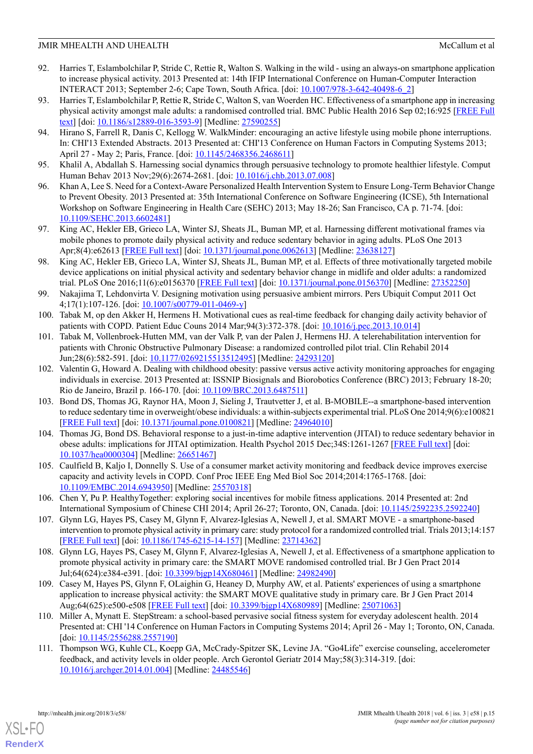92. Harries T, Eslambolchilar P, Stride C, Rettie R, Walton S. Walking in the wild - using an always-on smartphone application to increase physical activity. 2013 Presented at: 14th IFIP International Conference on Human-Computer Interaction INTERACT 2013; September 2-6; Cape Town, South Africa. [doi: 10.1007/978-3-642-40498-6_2]
93. Harries T, Eslambolchilar P, Rettie R, Stride C, Walton S, van Woerden HC. Effectiveness of a smartphone app in increasing physical activity amongst male adults: a randomised controlled trial. BMC Public Health 2016 Sep 02;16:925 [FREE Full text] [doi: 10.1186/s12889-016-3593-9] [Medline: 27590255]
94. Hirano S, Farrell R, Danis C, Kellogg W. WalkMinder: encouraging an active lifestyle using mobile phone interruptions. In: CHI'13 Extended Abstracts. 2013 Presented at: CHI'13 Conference on Human Factors in Computing Systems 2013; April 27 - May 2; Paris, France. [doi: 10.1145/2468356.2468611]
95. Khalil A, Abdallah S. Harnessing social dynamics through persuasive technology to promote healthier lifestyle. Comput Human Behav 2013 Nov;29(6):2674-2681. [doi: 10.1016/j.chb.2013.07.008]
96. Khan A, Lee S. Need for a Context-Aware Personalized Health Intervention System to Ensure Long-Term Behavior Change to Prevent Obesity. 2013 Presented at: 35th International Conference on Software Engineering (ICSE), 5th International Workshop on Software Engineering in Health Care (SEHC) 2013; May 18-26; San Francisco, CA p. 71-74. [doi: 10.1109/SEHC.2013.6602481]
97. King AC, Hekler EB, Grieco LA, Winter SJ, Sheats JL, Buman MP, et al. Harnessing different motivational frames via mobile phones to promote daily physical activity and reduce sedentary behavior in aging adults. PLoS One 2013 Apr;8(4):e62613 [FREE Full text] [doi: 10.1371/journal.pone.0062613] [Medline: 23638127]
98. King AC, Hekler EB, Grieco LA, Winter SJ, Sheats JL, Buman MP, et al. Effects of three motivationally targeted mobile device applications on initial physical activity and sedentary behavior change in midlife and older adults: a randomized trial. PLoS One 2016;11(6):e0156370 [FREE Full text] [doi: 10.1371/journal.pone.0156370] [Medline: 27352250]
99. Nakajima T, Lehdonvirta V. Designing motivation using persuasive ambient mirrors. Pers Ubiquit Comput 2011 Oct 4;17(1):107-126. [doi: 10.1007/s00779-011-0469-y]
100. Tabak M, op den Akker H, Hermens H. Motivational cues as real-time feedback for changing daily activity behavior of patients with COPD. Patient Educ Couns 2014 Mar;94(3):372-378. [doi: 10.1016/j.pec.2013.10.014]
101. Tabak M, Vollenbroek-Hutten MM, van der Valk P, van der Palen J, Hermens HJ. A telerehabilitation intervention for patients with Chronic Obstructive Pulmonary Disease: a randomized controlled pilot trial. Clin Rehabil 2014 Jun;28(6):582-591. [doi: 10.1177/0269215513512495] [Medline: 24293120]
102. Valentin G, Howard A. Dealing with childhood obesity: passive versus active activity monitoring approaches for engaging individuals in exercise. 2013 Presented at: ISSNIP Biosignals and Biorobotics Conference (BRC) 2013; February 18-20; Rio de Janeiro, Brazil p. 166-170. [doi: 10.1109/BRC.2013.6487511]
103. Bond DS, Thomas JG, Raynor HA, Moon J, Sieling J, Trautvetter J, et al. B-MOBILE--a smartphone-based intervention to reduce sedentary time in overweight/obese individuals: a within-subjects experimental trial. PLoS One 2014;9(6):e100821 [FREE Full text] [doi: 10.1371/journal.pone.0100821] [Medline: 24964010]
104. Thomas JG, Bond DS. Behavioral response to a just-in-time adaptive intervention (JITAI) to reduce sedentary behavior in obese adults: implications for JITAI optimization. Health Psychol 2015 Dec;34S:1261-1267 [FREE Full text] [doi: 10.1037/hea0000304] [Medline: 26651467]
105. Caulfield B, Kaljo I, Donnelly S. Use of a consumer market activity monitoring and feedback device improves exercise capacity and activity levels in COPD. Conf Proc IEEE Eng Med Biol Soc 2014;2014:1765-1768. [doi: 10.1109/EMBC.2014.6943950] [Medline: 25570318]
106. Chen Y, Pu P. HealthyTogether: exploring social incentives for mobile fitness applications. 2014 Presented at: 2nd International Symposium of Chinese CHI 2014; April 26-27; Toronto, ON, Canada. [doi: 10.1145/2592235.2592240]
107. Glynn LG, Hayes PS, Casey M, Glynn F, Alvarez-Iglesias A, Newell J, et al. SMART MOVE - a smartphone-based intervention to promote physical activity in primary care: study protocol for a randomized controlled trial. Trials 2013;14:157 [FREE Full text] [doi: 10.1186/1745-6215-14-157] [Medline: 23714362]
108. Glynn LG, Hayes PS, Casey M, Glynn F, Alvarez-Iglesias A, Newell J, et al. Effectiveness of a smartphone application to promote physical activity in primary care: the SMART MOVE randomised controlled trial. Br J Gen Pract 2014 Jul;64(624):e384-e391. [doi: 10.3399/bjgp14X680461] [Medline: 24982490]
109. Casey M, Hayes PS, Glynn F, OLaighin G, Heaney D, Murphy AW, et al. Patients' experiences of using a smartphone application to increase physical activity: the SMART MOVE qualitative study in primary care. Br J Gen Pract 2014 Aug;64(625):e500-e508 [FREE Full text] [doi: 10.3399/bjgp14X680989] [Medline: 25071063]
110. Miller A, Mynatt E. StepStream: a school-based pervasive social fitness system for everyday adolescent health. 2014 Presented at: CHI '14 Conference on Human Factors in Computing Systems 2014; April 26 - May 1; Toronto, ON, Canada. [doi: 10.1145/2556288.2557190]
111. Thompson WG, Kuhle CL, Koepp GA, McCrady-Spitzer SK, Levine JA. "Go4Life" exercise counseling, accelerometer feedback, and activity levels in older people. Arch Gerontol Geriatr 2014 May;58(3):314-319. [doi: 10.1016/j.archger.2014.01.004] [Medline: 24485546]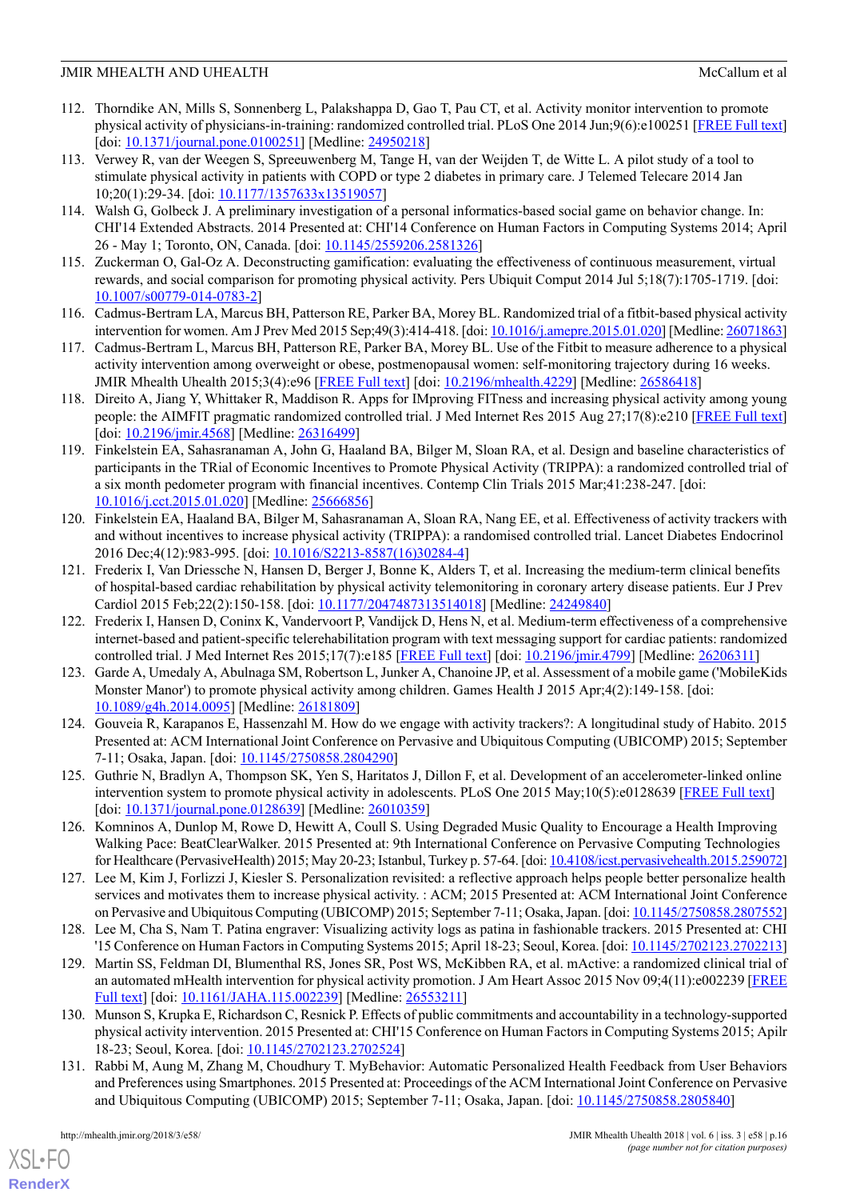112. Thorndike AN, Mills S, Sonnenberg L, Palakshappa D, Gao T, Pau CT, et al. Activity monitor intervention to promote physical activity of physicians-in-training: randomized controlled trial. PLoS One 2014 Jun;9(6):e100251 [FREE Full text] [doi: 10.1371/journal.pone.0100251] [Medline: 24950218]
113. Verwey R, van der Weegen S, Spreeuwenberg M, Tange H, van der Weijden T, de Witte L. A pilot study of a tool to stimulate physical activity in patients with COPD or type 2 diabetes in primary care. J Telemed Telecare 2014 Jan 10;20(1):29-34. [doi: 10.1177/1357633x13519057]
114. Walsh G, Golbeck J. A preliminary investigation of a personal informatics-based social game on behavior change. In: CHI'14 Extended Abstracts. 2014 Presented at: CHI'14 Conference on Human Factors in Computing Systems 2014; April 26 - May 1; Toronto, ON, Canada. [doi: 10.1145/2559206.2581326]
115. Zuckerman O, Gal-Oz A. Deconstructing gamification: evaluating the effectiveness of continuous measurement, virtual rewards, and social comparison for promoting physical activity. Pers Ubiquit Comput 2014 Jul 5;18(7):1705-1719. [doi: 10.1007/s00779-014-0783-2]
116. Cadmus-Bertram LA, Marcus BH, Patterson RE, Parker BA, Morey BL. Randomized trial of a fitbit-based physical activity intervention for women. Am J Prev Med 2015 Sep;49(3):414-418. [doi: 10.1016/j.amepre.2015.01.020] [Medline: 26071863]
117. Cadmus-Bertram L, Marcus BH, Patterson RE, Parker BA, Morey BL. Use of the Fitbit to measure adherence to a physical activity intervention among overweight or obese, postmenopausal women: self-monitoring trajectory during 16 weeks. JMIR Mhealth Uhealth 2015;3(4):e96 [FREE Full text] [doi: 10.2196/mhealth.4229] [Medline: 26586418]
118. Direito A, Jiang Y, Whittaker R, Maddison R. Apps for IMproving FITness and increasing physical activity among young people: the AIMFIT pragmatic randomized controlled trial. J Med Internet Res 2015 Aug 27;17(8):e210 [FREE Full text] [doi: 10.2196/jmir.4568] [Medline: 26316499]
119. Finkelstein EA, Sahasranaman A, John G, Haaland BA, Bilger M, Sloan RA, et al. Design and baseline characteristics of participants in the TRial of Economic Incentives to Promote Physical Activity (TRIPPA): a randomized controlled trial of a six month pedometer program with financial incentives. Contemp Clin Trials 2015 Mar;41:238-247. [doi: 10.1016/j.cct.2015.01.020] [Medline: 25666856]
120. Finkelstein EA, Haaland BA, Bilger M, Sahasranaman A, Sloan RA, Nang EE, et al. Effectiveness of activity trackers with and without incentives to increase physical activity (TRIPPA): a randomised controlled trial. Lancet Diabetes Endocrinol 2016 Dec;4(12):983-995. [doi: 10.1016/S2213-8587(16)30284-4]
121. Frederix I, Van Driessche N, Hansen D, Berger J, Bonne K, Alders T, et al. Increasing the medium-term clinical benefits of hospital-based cardiac rehabilitation by physical activity telemonitoring in coronary artery disease patients. Eur J Prev Cardiol 2015 Feb;22(2):150-158. [doi: 10.1177/2047487313514018] [Medline: 24249840]
122. Frederix I, Hansen D, Coninx K, Vandervoort P, Vandijck D, Hens N, et al. Medium-term effectiveness of a comprehensive internet-based and patient-specific telerehabilitation program with text messaging support for cardiac patients: randomized controlled trial. J Med Internet Res 2015;17(7):e185 [FREE Full text] [doi: 10.2196/jmir.4799] [Medline: 26206311]
123. Garde A, Umedaly A, Abulnaga SM, Robertson L, Junker A, Chanoine JP, et al. Assessment of a mobile game ('MobileKids Monster Manor') to promote physical activity among children. Games Health J 2015 Apr;4(2):149-158. [doi: 10.1089/g4h.2014.0095] [Medline: 26181809]
124. Gouveia R, Karapanos E, Hassenzahl M. How do we engage with activity trackers?: A longitudinal study of Habito. 2015 Presented at: ACM International Joint Conference on Pervasive and Ubiquitous Computing (UBICOMP) 2015; September 7-11; Osaka, Japan. [doi: 10.1145/2750858.2804290]
125. Guthrie N, Bradlyn A, Thompson SK, Yen S, Haritatos J, Dillon F, et al. Development of an accelerometer-linked online intervention system to promote physical activity in adolescents. PLoS One 2015 May;10(5):e0128639 [FREE Full text] [doi: 10.1371/journal.pone.0128639] [Medline: 26010359]
126. Komninos A, Dunlop M, Rowe D, Hewitt A, Coull S. Using Degraded Music Quality to Encourage a Health Improving Walking Pace: BeatClearWalker. 2015 Presented at: 9th International Conference on Pervasive Computing Technologies for Healthcare (PervasiveHealth) 2015; May 20-23; Istanbul, Turkey p. 57-64. [doi: 10.4108/icst.pervasivehealth.2015.259072]
127. Lee M, Kim J, Forlizzi J, Kiesler S. Personalization revisited: a reflective approach helps people better personalize health services and motivates them to increase physical activity. : ACM; 2015 Presented at: ACM International Joint Conference on Pervasive and Ubiquitous Computing (UBICOMP) 2015; September 7-11; Osaka, Japan. [doi: 10.1145/2750858.2807552]
128. Lee M, Cha S, Nam T. Patina engraver: Visualizing activity logs as patina in fashionable trackers. 2015 Presented at: CHI '15 Conference on Human Factors in Computing Systems 2015; April 18-23; Seoul, Korea. [doi: 10.1145/2702123.2702213]
129. Martin SS, Feldman DI, Blumenthal RS, Jones SR, Post WS, McKibben RA, et al. mActive: a randomized clinical trial of an automated mHealth intervention for physical activity promotion. J Am Heart Assoc 2015 Nov 09;4(11):e002239 [FREE Full text] [doi: 10.1161/JAHA.115.002239] [Medline: 26553211]
130. Munson S, Krupka E, Richardson C, Resnick P. Effects of public commitments and accountability in a technology-supported physical activity intervention. 2015 Presented at: CHI'15 Conference on Human Factors in Computing Systems 2015; Apilr 18-23; Seoul, Korea. [doi: 10.1145/2702123.2702524]
131. Rabbi M, Aung M, Zhang M, Choudhury T. MyBehavior: Automatic Personalized Health Feedback from User Behaviors and Preferences using Smartphones. 2015 Presented at: Proceedings of the ACM International Joint Conference on Pervasive and Ubiquitous Computing (UBICOMP) 2015; September 7-11; Osaka, Japan. [doi: 10.1145/2750858.2805840]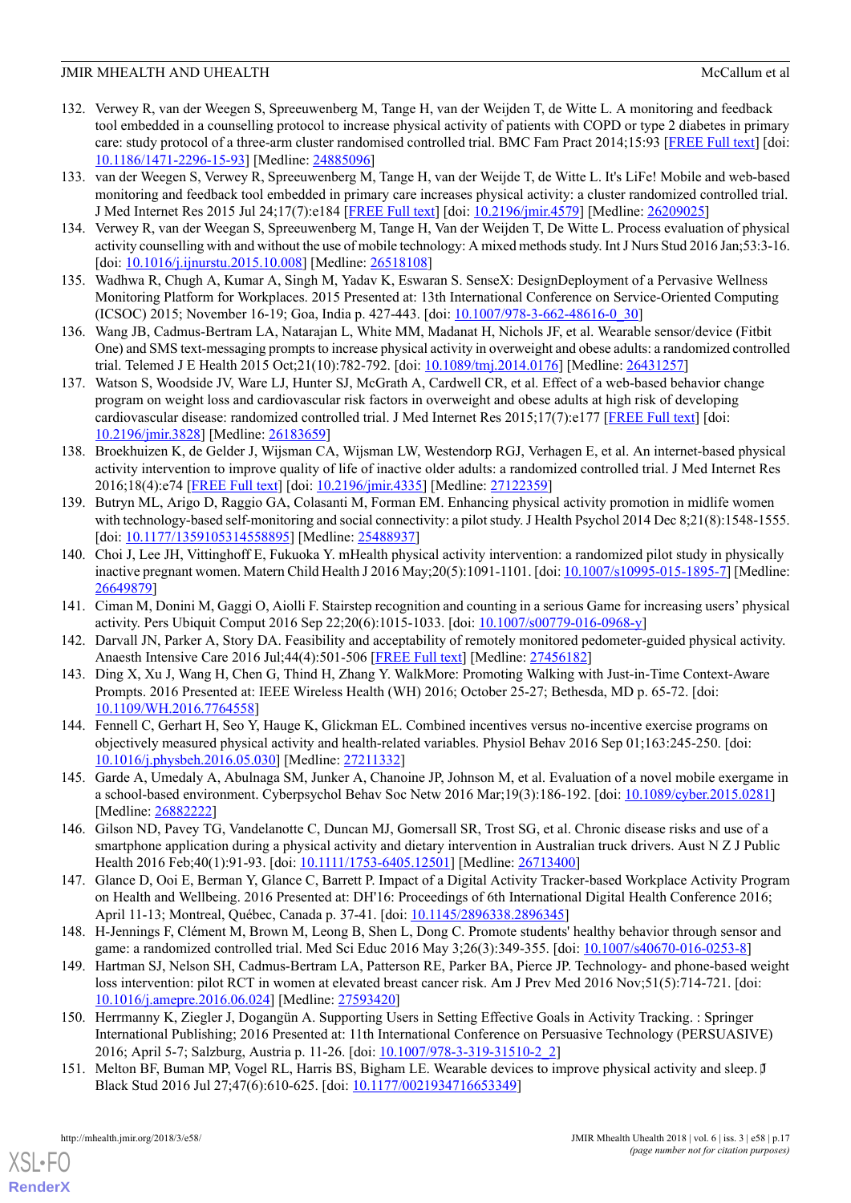132. Verwey R, van der Weegen S, Spreeuwenberg M, Tange H, van der Weijden T, de Witte L. A monitoring and feedback tool embedded in a counselling protocol to increase physical activity of patients with COPD or type 2 diabetes in primary care: study protocol of a three-arm cluster randomised controlled trial. BMC Fam Pract 2014;15:93 [FREE Full text] [doi: 10.1186/1471-2296-15-93] [Medline: 24885096]
133. van der Weegen S, Verwey R, Spreeuwenberg M, Tange H, van der Weijde T, de Witte L. It's LiFe! Mobile and web-based monitoring and feedback tool embedded in primary care increases physical activity: a cluster randomized controlled trial. J Med Internet Res 2015 Jul 24;17(7):e184 [FREE Full text] [doi: 10.2196/jmir.4579] [Medline: 26209025]
134. Verwey R, van der Weegen S, Spreeuwenberg M, Tange H, Van der Weijden T, De Witte L. Process evaluation of physical activity counselling with and without the use of mobile technology: A mixed methods study. Int J Nurs Stud 2016 Jan;53:3-16. [doi: 10.1016/j.ijnurstu.2015.10.008] [Medline: 26518108]
135. Wadhwa R, Chugh A, Kumar A, Singh M, Yadav K, Eswaran S. SenseX: DesignDeployment of a Pervasive Wellness Monitoring Platform for Workplaces. 2015 Presented at: 13th International Conference on Service-Oriented Computing (ICSOC) 2015; November 16-19; Goa, India p. 427-443. [doi: 10.1007/978-3-662-48616-0_30]
136. Wang JB, Cadmus-Bertram LA, Natarajan L, White MM, Madanat H, Nichols JF, et al. Wearable sensor/device (Fitbit One) and SMS text-messaging prompts to increase physical activity in overweight and obese adults: a randomized controlled trial. Telemed J E Health 2015 Oct;21(10):782-792. [doi: 10.1089/tmj.2014.0176] [Medline: 26431257]
137. Watson S, Woodside JV, Ware LJ, Hunter SJ, McGrath A, Cardwell CR, et al. Effect of a web-based behavior change program on weight loss and cardiovascular risk factors in overweight and obese adults at high risk of developing cardiovascular disease: randomized controlled trial. J Med Internet Res 2015;17(7):e177 [FREE Full text] [doi: 10.2196/jmir.3828] [Medline: 26183659]
138. Broekhuizen K, de Gelder J, Wijsman CA, Wijsman LW, Westendorp RGJ, Verhagen E, et al. An internet-based physical activity intervention to improve quality of life of inactive older adults: a randomized controlled trial. J Med Internet Res 2016;18(4):e74 [FREE Full text] [doi: 10.2196/jmir.4335] [Medline: 27122359]
139. Butryn ML, Arigo D, Raggio GA, Colasanti M, Forman EM. Enhancing physical activity promotion in midlife women with technology-based self-monitoring and social connectivity: a pilot study. J Health Psychol 2014 Dec 8;21(8):1548-1555. [doi: 10.1177/1359105314558895] [Medline: 25488937]
140. Choi J, Lee JH, Vittinghoff E, Fukuoka Y. mHealth physical activity intervention: a randomized pilot study in physically inactive pregnant women. Matern Child Health J 2016 May;20(5):1091-1101. [doi: 10.1007/s10995-015-1895-7] [Medline: 26649879]
141. Ciman M, Donini M, Gaggi O, Aiolli F. Stairstep recognition and counting in a serious Game for increasing users' physical activity. Pers Ubiquit Comput 2016 Sep 22;20(6):1015-1033. [doi: 10.1007/s00779-016-0968-y]
142. Darvall JN, Parker A, Story DA. Feasibility and acceptability of remotely monitored pedometer-guided physical activity. Anaesth Intensive Care 2016 Jul;44(4):501-506 [FREE Full text] [Medline: 27456182]
143. Ding X, Xu J, Wang H, Chen G, Thind H, Zhang Y. WalkMore: Promoting Walking with Just-in-Time Context-Aware Prompts. 2016 Presented at: IEEE Wireless Health (WH) 2016; October 25-27; Bethesda, MD p. 65-72. [doi: 10.1109/WH.2016.7764558]
144. Fennell C, Gerhart H, Seo Y, Hauge K, Glickman EL. Combined incentives versus no-incentive exercise programs on objectively measured physical activity and health-related variables. Physiol Behav 2016 Sep 01;163:245-250. [doi: 10.1016/j.physbeh.2016.05.030] [Medline: 27211332]
145. Garde A, Umedaly A, Abulnaga SM, Junker A, Chanoine JP, Johnson M, et al. Evaluation of a novel mobile exergame in a school-based environment. Cyberpsychol Behav Soc Netw 2016 Mar;19(3):186-192. [doi: 10.1089/cyber.2015.0281] [Medline: 26882222]
146. Gilson ND, Pavey TG, Vandelanotte C, Duncan MJ, Gomersall SR, Trost SG, et al. Chronic disease risks and use of a smartphone application during a physical activity and dietary intervention in Australian truck drivers. Aust N Z J Public Health 2016 Feb;40(1):91-93. [doi: 10.1111/1753-6405.12501] [Medline: 26713400]
147. Glance D, Ooi E, Berman Y, Glance C, Barrett P. Impact of a Digital Activity Tracker-based Workplace Activity Program on Health and Wellbeing. 2016 Presented at: DH'16: Proceedings of 6th International Digital Health Conference 2016; April 11-13; Montreal, Québec, Canada p. 37-41. [doi: 10.1145/2896338.2896345]
148. H-Jennings F, Clément M, Brown M, Leong B, Shen L, Dong C. Promote students' healthy behavior through sensor and game: a randomized controlled trial. Med Sci Educ 2016 May 3;26(3):349-355. [doi: 10.1007/s40670-016-0253-8]
149. Hartman SJ, Nelson SH, Cadmus-Bertram LA, Patterson RE, Parker BA, Pierce JP. Technology- and phone-based weight loss intervention: pilot RCT in women at elevated breast cancer risk. Am J Prev Med 2016 Nov;51(5):714-721. [doi: 10.1016/j.amepre.2016.06.024] [Medline: 27593420]
150. Herrmanny K, Ziegler J, Dogangün A. Supporting Users in Setting Effective Goals in Activity Tracking. : Springer International Publishing; 2016 Presented at: 11th International Conference on Persuasive Technology (PERSUASIVE) 2016; April 5-7; Salzburg, Austria p. 11-26. [doi: 10.1007/978-3-319-31510-2_2]
151. Melton BF, Buman MP, Vogel RL, Harris BS, Bigham LE. Wearable devices to improve physical activity and sleep. J Black Stud 2016 Jul 27;47(6):610-625. [doi: 10.1177/0021934716653349]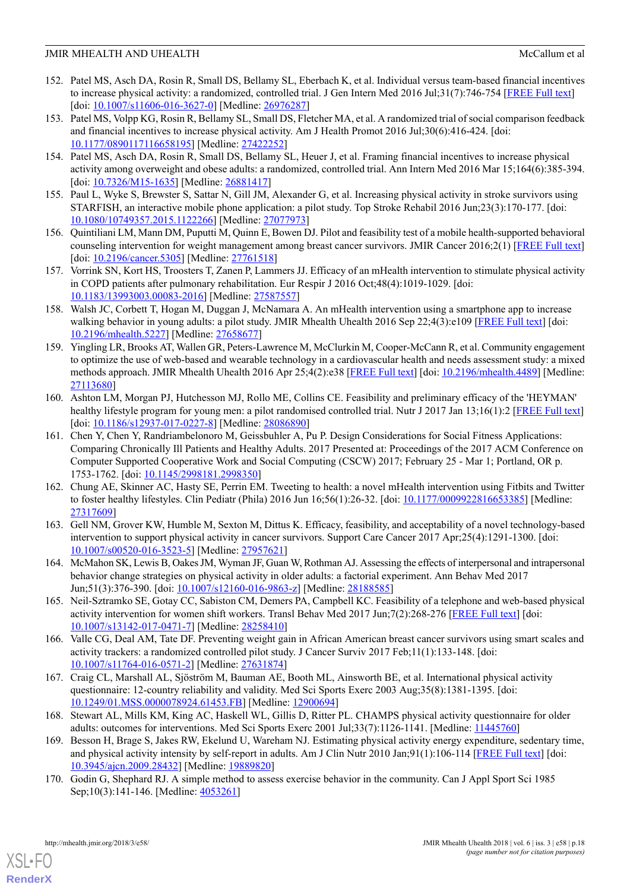152. Patel MS, Asch DA, Rosin R, Small DS, Bellamy SL, Eberbach K, et al. Individual versus team-based financial incentives to increase physical activity: a randomized, controlled trial. J Gen Intern Med 2016 Jul;31(7):746-754 [FREE Full text] [doi: 10.1007/s11606-016-3627-0] [Medline: 26976287]
153. Patel MS, Volpp KG, Rosin R, Bellamy SL, Small DS, Fletcher MA, et al. A randomized trial of social comparison feedback and financial incentives to increase physical activity. Am J Health Promot 2016 Jul;30(6):416-424. [doi: 10.1177/0890117116658195] [Medline: 27422252]
154. Patel MS, Asch DA, Rosin R, Small DS, Bellamy SL, Heuer J, et al. Framing financial incentives to increase physical activity among overweight and obese adults: a randomized, controlled trial. Ann Intern Med 2016 Mar 15;164(6):385-394. [doi: 10.7326/M15-1635] [Medline: 26881417]
155. Paul L, Wyke S, Brewster S, Sattar N, Gill JM, Alexander G, et al. Increasing physical activity in stroke survivors using STARFISH, an interactive mobile phone application: a pilot study. Top Stroke Rehabil 2016 Jun;23(3):170-177. [doi: 10.1080/10749357.2015.1122266] [Medline: 27077973]
156. Quintiliani LM, Mann DM, Puputti M, Quinn E, Bowen DJ. Pilot and feasibility test of a mobile health-supported behavioral counseling intervention for weight management among breast cancer survivors. JMIR Cancer 2016;2(1) [FREE Full text] [doi: 10.2196/cancer.5305] [Medline: 27761518]
157. Vorrink SN, Kort HS, Troosters T, Zanen P, Lammers JJ. Efficacy of an mHealth intervention to stimulate physical activity in COPD patients after pulmonary rehabilitation. Eur Respir J 2016 Oct;48(4):1019-1029. [doi: 10.1183/13993003.00083-2016] [Medline: 27587557]
158. Walsh JC, Corbett T, Hogan M, Duggan J, McNamara A. An mHealth intervention using a smartphone app to increase walking behavior in young adults: a pilot study. JMIR Mhealth Uhealth 2016 Sep 22;4(3):e109 [FREE Full text] [doi: 10.2196/mhealth.5227] [Medline: 27658677]
159. Yingling LR, Brooks AT, Wallen GR, Peters-Lawrence M, McClurkin M, Cooper-McCann R, et al. Community engagement to optimize the use of web-based and wearable technology in a cardiovascular health and needs assessment study: a mixed methods approach. JMIR Mhealth Uhealth 2016 Apr 25;4(2):e38 [FREE Full text] [doi: 10.2196/mhealth.4489] [Medline: 27113680]
160. Ashton LM, Morgan PJ, Hutchesson MJ, Rollo ME, Collins CE. Feasibility and preliminary efficacy of the 'HEYMAN' healthy lifestyle program for young men: a pilot randomised controlled trial. Nutr J 2017 Jan 13;16(1):2 [FREE Full text] [doi: 10.1186/s12937-017-0227-8] [Medline: 28086890]
161. Chen Y, Chen Y, Randriambelonoro M, Geissbuhler A, Pu P. Design Considerations for Social Fitness Applications: Comparing Chronically Ill Patients and Healthy Adults. 2017 Presented at: Proceedings of the 2017 ACM Conference on Computer Supported Cooperative Work and Social Computing (CSCW) 2017; February 25 - Mar 1; Portland, OR p. 1753-1762. [doi: 10.1145/2998181.2998350]
162. Chung AE, Skinner AC, Hasty SE, Perrin EM. Tweeting to health: a novel mHealth intervention using Fitbits and Twitter to foster healthy lifestyles. Clin Pediatr (Phila) 2016 Jun 16;56(1):26-32. [doi: 10.1177/0009922816653385] [Medline: 27317609]
163. Gell NM, Grover KW, Humble M, Sexton M, Dittus K. Efficacy, feasibility, and acceptability of a novel technology-based intervention to support physical activity in cancer survivors. Support Care Cancer 2017 Apr;25(4):1291-1300. [doi: 10.1007/s00520-016-3523-5] [Medline: 27957621]
164. McMahon SK, Lewis B, Oakes JM, Wyman JF, Guan W, Rothman AJ. Assessing the effects of interpersonal and intrapersonal behavior change strategies on physical activity in older adults: a factorial experiment. Ann Behav Med 2017 Jun;51(3):376-390. [doi: 10.1007/s12160-016-9863-z] [Medline: 28188585]
165. Neil-Sztramko SE, Gotay CC, Sabiston CM, Demers PA, Campbell KC. Feasibility of a telephone and web-based physical activity intervention for women shift workers. Transl Behav Med 2017 Jun;7(2):268-276 [FREE Full text] [doi: 10.1007/s13142-017-0471-7] [Medline: 28258410]
166. Valle CG, Deal AM, Tate DF. Preventing weight gain in African American breast cancer survivors using smart scales and activity trackers: a randomized controlled pilot study. J Cancer Surviv 2017 Feb;11(1):133-148. [doi: 10.1007/s11764-016-0571-2] [Medline: 27631874]
167. Craig CL, Marshall AL, Sjöström M, Bauman AE, Booth ML, Ainsworth BE, et al. International physical activity questionnaire: 12-country reliability and validity. Med Sci Sports Exerc 2003 Aug;35(8):1381-1395. [doi: 10.1249/01.MSS.0000078924.61453.FB] [Medline: 12900694]
168. Stewart AL, Mills KM, King AC, Haskell WL, Gillis D, Ritter PL. CHAMPS physical activity questionnaire for older adults: outcomes for interventions. Med Sci Sports Exerc 2001 Jul;33(7):1126-1141. [Medline: 11445760]
169. Besson H, Brage S, Jakes RW, Ekelund U, Wareham NJ. Estimating physical activity energy expenditure, sedentary time, and physical activity intensity by self-report in adults. Am J Clin Nutr 2010 Jan;91(1):106-114 [FREE Full text] [doi: 10.3945/ajcn.2009.28432] [Medline: 19889820]
170. Godin G, Shephard RJ. A simple method to assess exercise behavior in the community. Can J Appl Sport Sci 1985 Sep;10(3):141-146. [Medline: 4053261]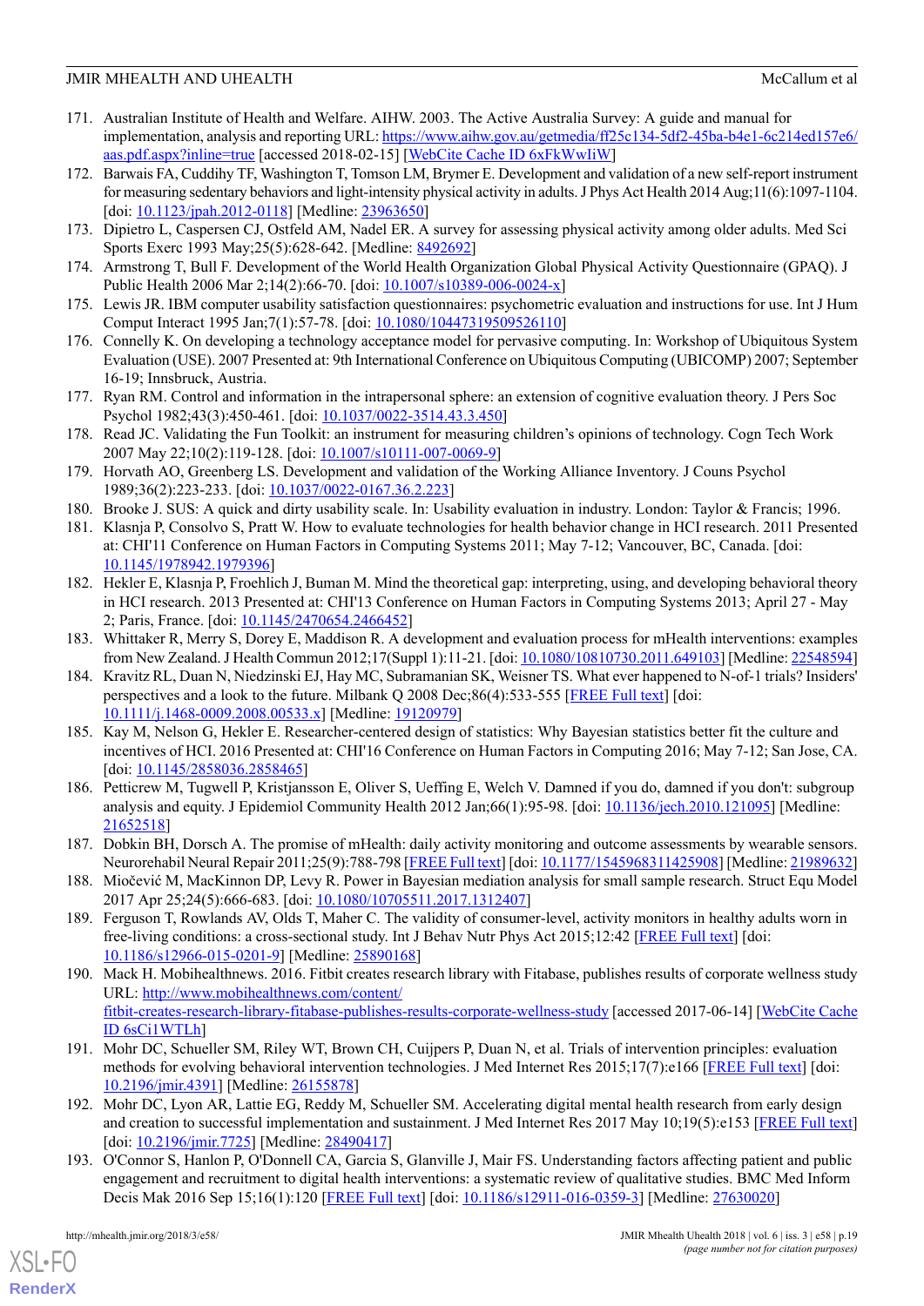171. Australian Institute of Health and Welfare. AIHW. 2003. The Active Australia Survey: A guide and manual for implementation, analysis and reporting URL: https://www.aihw.gov.au/getmedia/ff25c134-5df2-45ba-b4e1-6c214ed157e6/aas.pdf.aspx?inline=true [accessed 2018-02-15] [WebCite Cache ID 6xFkWwIiW]
172. Barwais FA, Cuddihy TF, Washington T, Tomson LM, Brymer E. Development and validation of a new self-report instrument for measuring sedentary behaviors and light-intensity physical activity in adults. J Phys Act Health 2014 Aug;11(6):1097-1104. [doi: 10.1123/jpah.2012-0118] [Medline: 23963650]
173. Dipietro L, Caspersen CJ, Ostfeld AM, Nadel ER. A survey for assessing physical activity among older adults. Med Sci Sports Exerc 1993 May;25(5):628-642. [Medline: 8492692]
174. Armstrong T, Bull F. Development of the World Health Organization Global Physical Activity Questionnaire (GPAQ). J Public Health 2006 Mar 2;14(2):66-70. [doi: 10.1007/s10389-006-0024-x]
175. Lewis JR. IBM computer usability satisfaction questionnaires: psychometric evaluation and instructions for use. Int J Hum Comput Interact 1995 Jan;7(1):57-78. [doi: 10.1080/10447319509526110]
176. Connelly K. On developing a technology acceptance model for pervasive computing. In: Workshop of Ubiquitous System Evaluation (USE). 2007 Presented at: 9th International Conference on Ubiquitous Computing (UBICOMP) 2007; September 16-19; Innsbruck, Austria.
177. Ryan RM. Control and information in the intrapersonal sphere: an extension of cognitive evaluation theory. J Pers Soc Psychol 1982;43(3):450-461. [doi: 10.1037/0022-3514.43.3.450]
178. Read JC. Validating the Fun Toolkit: an instrument for measuring children's opinions of technology. Cogn Tech Work 2007 May 22;10(2):119-128. [doi: 10.1007/s10111-007-0069-9]
179. Horvath AO, Greenberg LS. Development and validation of the Working Alliance Inventory. J Couns Psychol 1989;36(2):223-233. [doi: 10.1037/0022-0167.36.2.223]
180. Brooke J. SUS: A quick and dirty usability scale. In: Usability evaluation in industry. London: Taylor & Francis; 1996.
181. Klasnja P, Consolvo S, Pratt W. How to evaluate technologies for health behavior change in HCI research. 2011 Presented at: CHI'11 Conference on Human Factors in Computing Systems 2011; May 7-12; Vancouver, BC, Canada. [doi: 10.1145/1978942.1979396]
182. Hekler E, Klasnja P, Froehlich J, Buman M. Mind the theoretical gap: interpreting, using, and developing behavioral theory in HCI research. 2013 Presented at: CHI'13 Conference on Human Factors in Computing Systems 2013; April 27 - May 2; Paris, France. [doi: 10.1145/2470654.2466452]
183. Whittaker R, Merry S, Dorey E, Maddison R. A development and evaluation process for mHealth interventions: examples from New Zealand. J Health Commun 2012;17(Suppl 1):11-21. [doi: 10.1080/10810730.2011.649103] [Medline: 22548594]
184. Kravitz RL, Duan N, Niedzinski EJ, Hay MC, Subramanian SK, Weisner TS. What ever happened to N-of-1 trials? Insiders' perspectives and a look to the future. Milbank Q 2008 Dec;86(4):533-555 [FREE Full text] [doi: 10.1111/j.1468-0009.2008.00533.x] [Medline: 19120979]
185. Kay M, Nelson G, Hekler E. Researcher-centered design of statistics: Why Bayesian statistics better fit the culture and incentives of HCI. 2016 Presented at: CHI'16 Conference on Human Factors in Computing 2016; May 7-12; San Jose, CA. [doi: 10.1145/2858036.2858465]
186. Petticrew M, Tugwell P, Kristjansson E, Oliver S, Ueffing E, Welch V. Damned if you do, damned if you don't: subgroup analysis and equity. J Epidemiol Community Health 2012 Jan;66(1):95-98. [doi: 10.1136/jech.2010.121095] [Medline: 21652518]
187. Dobkin BH, Dorsch A. The promise of mHealth: daily activity monitoring and outcome assessments by wearable sensors. Neurorehabil Neural Repair 2011;25(9):788-798 [FREE Full text] [doi: 10.1177/1545968311425908] [Medline: 21989632]
188. Miočević M, MacKinnon DP, Levy R. Power in Bayesian mediation analysis for small sample research. Struct Equ Model 2017 Apr 25;24(5):666-683. [doi: 10.1080/10705511.2017.1312407]
189. Ferguson T, Rowlands AV, Olds T, Maher C. The validity of consumer-level, activity monitors in healthy adults worn in free-living conditions: a cross-sectional study. Int J Behav Nutr Phys Act 2015;12:42 [FREE Full text] [doi: 10.1186/s12966-015-0201-9] [Medline: 25890168]
190. Mack H. Mobihealthnews. 2016. Fitbit creates research library with Fitabase, publishes results of corporate wellness study URL: http://www.mobihealthnews.com/content/fitbit-creates-research-library-fitabase-publishes-results-corporate-wellness-study [accessed 2017-06-14] [WebCite Cache ID 6sCi1WTLh]
191. Mohr DC, Schueller SM, Riley WT, Brown CH, Cuijpers P, Duan N, et al. Trials of intervention principles: evaluation methods for evolving behavioral intervention technologies. J Med Internet Res 2015;17(7):e166 [FREE Full text] [doi: 10.2196/jmir.4391] [Medline: 26155878]
192. Mohr DC, Lyon AR, Lattie EG, Reddy M, Schueller SM. Accelerating digital mental health research from early design and creation to successful implementation and sustainment. J Med Internet Res 2017 May 10;19(5):e153 [FREE Full text] [doi: 10.2196/jmir.7725] [Medline: 28490417]
193. O'Connor S, Hanlon P, O'Donnell CA, Garcia S, Glanville J, Mair FS. Understanding factors affecting patient and public engagement and recruitment to digital health interventions: a systematic review of qualitative studies. BMC Med Inform Decis Mak 2016 Sep 15;16(1):120 [FREE Full text] [doi: 10.1186/s12911-016-0359-3] [Medline: 27630020]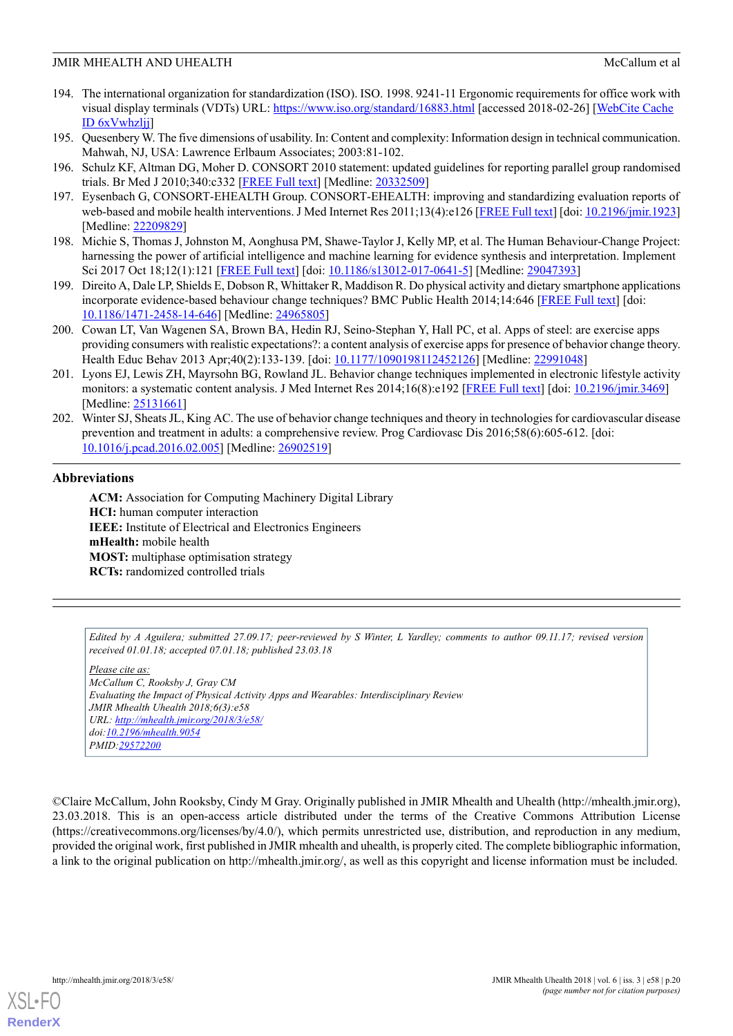194. The international organization for standardization (ISO). ISO. 1998. 9241-11 Ergonomic requirements for office work with visual display terminals (VDTs) URL: https://www.iso.org/standard/16883.html [accessed 2018-02-26] [WebCite Cache ID 6xVwhzljj]
195. Quesenbery W. The five dimensions of usability. In: Content and complexity: Information design in technical communication. Mahwah, NJ, USA: Lawrence Erlbaum Associates; 2003:81-102.
196. Schulz KF, Altman DG, Moher D. CONSORT 2010 statement: updated guidelines for reporting parallel group randomised trials. Br Med J 2010;340:c332 [FREE Full text] [Medline: 20332509]
197. Eysenbach G, CONSORT-EHEALTH Group. CONSORT-EHEALTH: improving and standardizing evaluation reports of web-based and mobile health interventions. J Med Internet Res 2011;13(4):e126 [FREE Full text] [doi: 10.2196/jmir.1923] [Medline: 22209829]
198. Michie S, Thomas J, Johnston M, Aonghusa PM, Shawe-Taylor J, Kelly MP, et al. The Human Behaviour-Change Project: harnessing the power of artificial intelligence and machine learning for evidence synthesis and interpretation. Implement Sci 2017 Oct 18;12(1):121 [FREE Full text] [doi: 10.1186/s13012-017-0641-5] [Medline: 29047393]
199. Direito A, Dale LP, Shields E, Dobson R, Whittaker R, Maddison R. Do physical activity and dietary smartphone applications incorporate evidence-based behaviour change techniques? BMC Public Health 2014;14:646 [FREE Full text] [doi: 10.1186/1471-2458-14-646] [Medline: 24965805]
200. Cowan LT, Van Wagenen SA, Brown BA, Hedin RJ, Seino-Stephan Y, Hall PC, et al. Apps of steel: are exercise apps providing consumers with realistic expectations?: a content analysis of exercise apps for presence of behavior change theory. Health Educ Behav 2013 Apr;40(2):133-139. [doi: 10.1177/1090198112452126] [Medline: 22991048]
201. Lyons EJ, Lewis ZH, Mayrsohn BG, Rowland JL. Behavior change techniques implemented in electronic lifestyle activity monitors: a systematic content analysis. J Med Internet Res 2014;16(8):e192 [FREE Full text] [doi: 10.2196/jmir.3469] [Medline: 25131661]
202. Winter SJ, Sheats JL, King AC. The use of behavior change techniques and theory in technologies for cardiovascular disease prevention and treatment in adults: a comprehensive review. Prog Cardiovasc Dis 2016;58(6):605-612. [doi: 10.1016/j.pcad.2016.02.005] [Medline: 26902519]

## Abbreviations

**ACM:** Association for Computing Machinery Digital Library
**HCI:** human computer interaction
**IEEE:** Institute of Electrical and Electronics Engineers
**mHealth:** mobile health
**MOST:** multiphase optimisation strategy
**RCTs:** randomized controlled trials

---

*Edited by A Aguilera; submitted 27.09.17; peer-reviewed by S Winter, L Yardley; comments to author 09.11.17; revised version received 01.01.18; accepted 07.01.18; published 23.03.18*

*Please cite as:*
*McCallum C, Rooksby J, Gray CM*
*Evaluating the Impact of Physical Activity Apps and Wearables: Interdisciplinary Review*
*JMIR Mhealth Uhealth 2018;6(3):e58*
*URL: http://mhealth.jmir.org/2018/3/e58/*
*doi:10.2196/mhealth.9054*
*PMID:29572200*

©Claire McCallum, John Rooksby, Cindy M Gray. Originally published in JMIR Mhealth and Uhealth (http://mhealth.jmir.org), 23.03.2018. This is an open-access article distributed under the terms of the Creative Commons Attribution License (https://creativecommons.org/licenses/by/4.0/), which permits unrestricted use, distribution, and reproduction in any medium, provided the original work, first published in JMIR mhealth and uhealth, is properly cited. The complete bibliographic information, a link to the original publication on http://mhealth.jmir.org/, as well as this copyright and license information must be included.